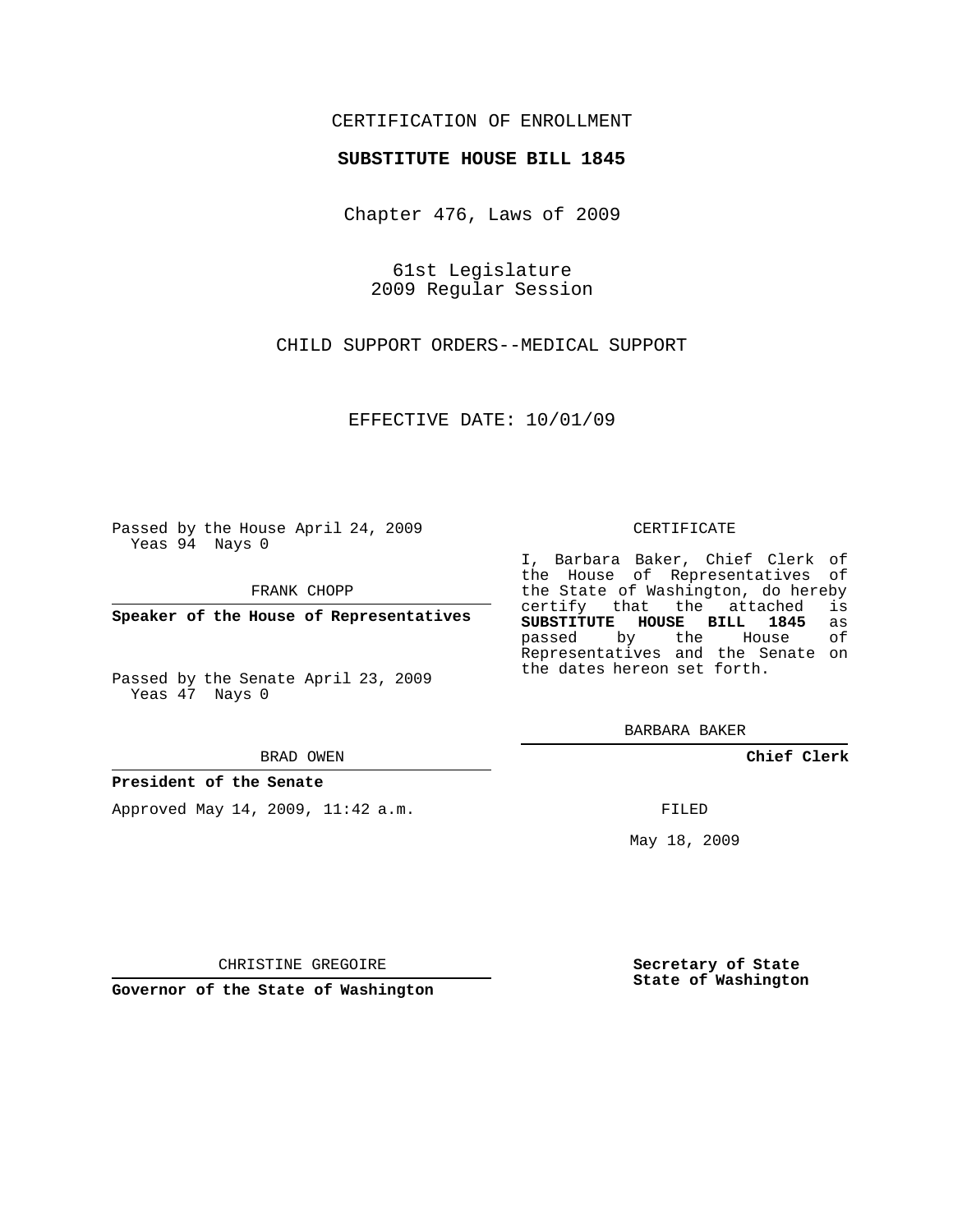CERTIFICATION OF ENROLLMENT

**SUBSTITUTE HOUSE BILL 1845**

Chapter 476, Laws of 2009

61st Legislature
2009 Regular Session

CHILD SUPPORT ORDERS--MEDICAL SUPPORT

EFFECTIVE DATE: 10/01/09

Passed by the House April 24, 2009
Yeas 94 Nays 0

FRANK CHOPP

**Speaker of the House of Representatives**

Passed by the Senate April 23, 2009
Yeas 47 Nays 0

BRAD OWEN

**President of the Senate**

Approved May 14, 2009, 11:42 a.m.

CHRISTINE GREGOIRE

**Governor of the State of Washington**

CERTIFICATE

I, Barbara Baker, Chief Clerk of the House of Representatives of the State of Washington, do hereby certify that the attached is **SUBSTITUTE HOUSE BILL 1845** as passed by the House of Representatives and the Senate on the dates hereon set forth.

BARBARA BAKER

**Chief Clerk**

FILED

May 18, 2009

**Secretary of State**
**State of Washington**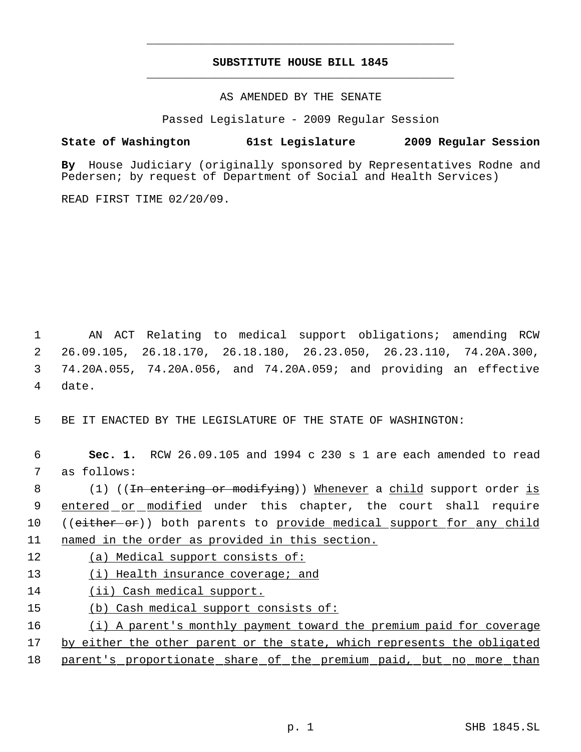# SUBSTITUTE HOUSE BILL 1845

AS AMENDED BY THE SENATE

Passed Legislature - 2009 Regular Session

**State of Washington 61st Legislature 2009 Regular Session**

**By** House Judiciary (originally sponsored by Representatives Rodne and Pedersen; by request of Department of Social and Health Services)

READ FIRST TIME 02/20/09.

AN ACT Relating to medical support obligations; amending RCW 26.09.105, 26.18.170, 26.18.180, 26.23.050, 26.23.110, 74.20A.300, 74.20A.055, 74.20A.056, and 74.20A.059; and providing an effective date.

BE IT ENACTED BY THE LEGISLATURE OF THE STATE OF WASHINGTON:

**Sec. 1.** RCW 26.09.105 and 1994 c 230 s 1 are each amended to read as follows:

(1) ((~~In entering or modifying~~)) Whenever a child support order is entered or modified under this chapter, the court shall require ((~~either or~~)) both parents to provide medical support for any child named in the order as provided in this section.

(a) Medical support consists of:

(i) Health insurance coverage; and

(ii) Cash medical support.

(b) Cash medical support consists of:

(i) A parent's monthly payment toward the premium paid for coverage by either the other parent or the state, which represents the obligated parent's proportionate share of the premium paid, but no more than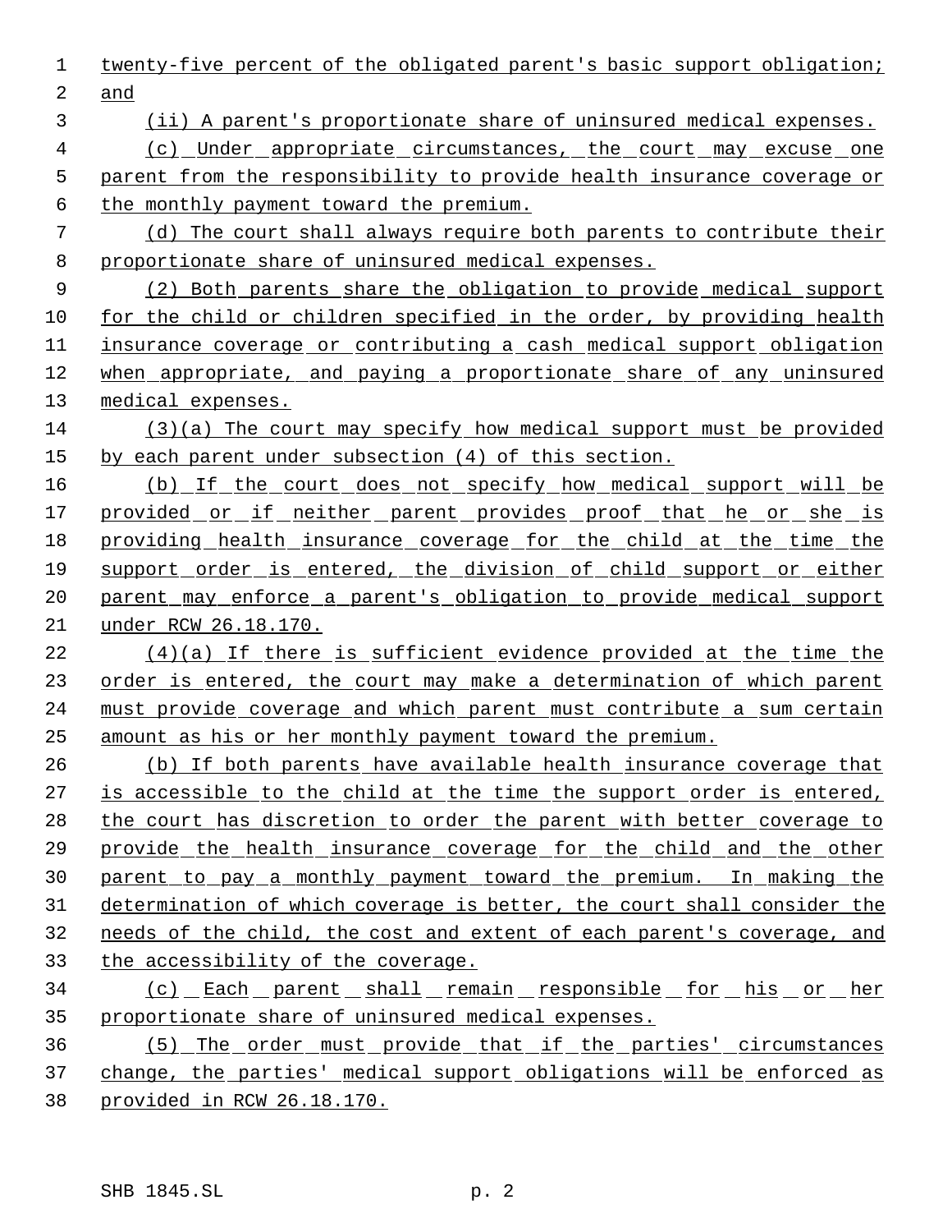twenty-five percent of the obligated parent's basic support obligation; and

(ii) A parent's proportionate share of uninsured medical expenses.

(c) Under appropriate circumstances, the court may excuse one parent from the responsibility to provide health insurance coverage or the monthly payment toward the premium.

(d) The court shall always require both parents to contribute their proportionate share of uninsured medical expenses.

(2) Both parents share the obligation to provide medical support for the child or children specified in the order, by providing health insurance coverage or contributing a cash medical support obligation when appropriate, and paying a proportionate share of any uninsured medical expenses.

(3)(a) The court may specify how medical support must be provided by each parent under subsection (4) of this section.

(b) If the court does not specify how medical support will be provided or if neither parent provides proof that he or she is providing health insurance coverage for the child at the time the support order is entered, the division of child support or either parent may enforce a parent's obligation to provide medical support under RCW 26.18.170.

(4)(a) If there is sufficient evidence provided at the time the order is entered, the court may make a determination of which parent must provide coverage and which parent must contribute a sum certain amount as his or her monthly payment toward the premium.

(b) If both parents have available health insurance coverage that is accessible to the child at the time the support order is entered, the court has discretion to order the parent with better coverage to provide the health insurance coverage for the child and the other parent to pay a monthly payment toward the premium. In making the determination of which coverage is better, the court shall consider the needs of the child, the cost and extent of each parent's coverage, and the accessibility of the coverage.

(c) Each parent shall remain responsible for his or her proportionate share of uninsured medical expenses.

(5) The order must provide that if the parties' circumstances change, the parties' medical support obligations will be enforced as provided in RCW 26.18.170.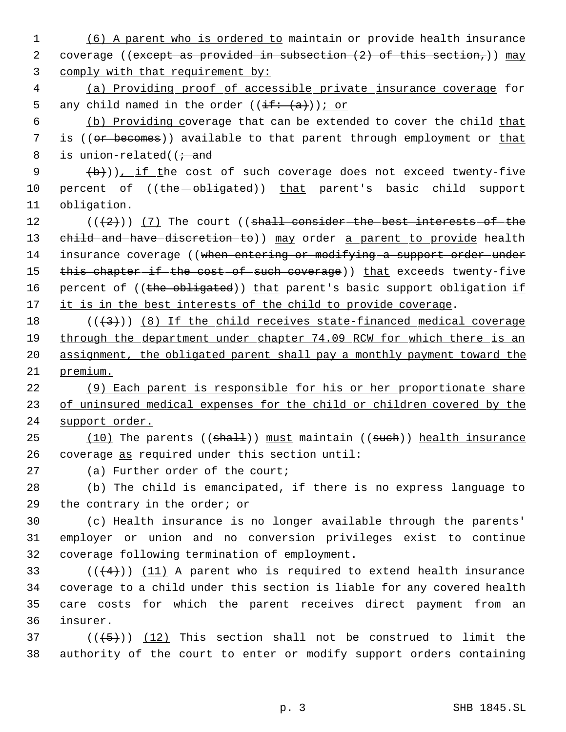(6) A parent who is ordered to maintain or provide health insurance coverage ((except as provided in subsection (2) of this section,)) may comply with that requirement by:

(a) Providing proof of accessible private insurance coverage for any child named in the order ((if: (a))); or

(b) Providing coverage that can be extended to cover the child that is ((or becomes)) available to that parent through employment or that is union-related((; and

(b))), if the cost of such coverage does not exceed twenty-five percent of ((the obligated)) that parent's basic child support obligation.

(((2))) (7) The court ((shall consider the best interests of the child and have discretion to)) may order a parent to provide health insurance coverage ((when entering or modifying a support order under this chapter if the cost of such coverage)) that exceeds twenty-five percent of ((the obligated)) that parent's basic support obligation if it is in the best interests of the child to provide coverage.

(((3))) (8) If the child receives state-financed medical coverage through the department under chapter 74.09 RCW for which there is an assignment, the obligated parent shall pay a monthly payment toward the premium.

(9) Each parent is responsible for his or her proportionate share of uninsured medical expenses for the child or children covered by the support order.

(10) The parents ((shall)) must maintain ((such)) health insurance coverage as required under this section until:

(a) Further order of the court;

(b) The child is emancipated, if there is no express language to the contrary in the order; or

(c) Health insurance is no longer available through the parents' employer or union and no conversion privileges exist to continue coverage following termination of employment.

(((4))) (11) A parent who is required to extend health insurance coverage to a child under this section is liable for any covered health care costs for which the parent receives direct payment from an insurer.

(((5))) (12) This section shall not be construed to limit the authority of the court to enter or modify support orders containing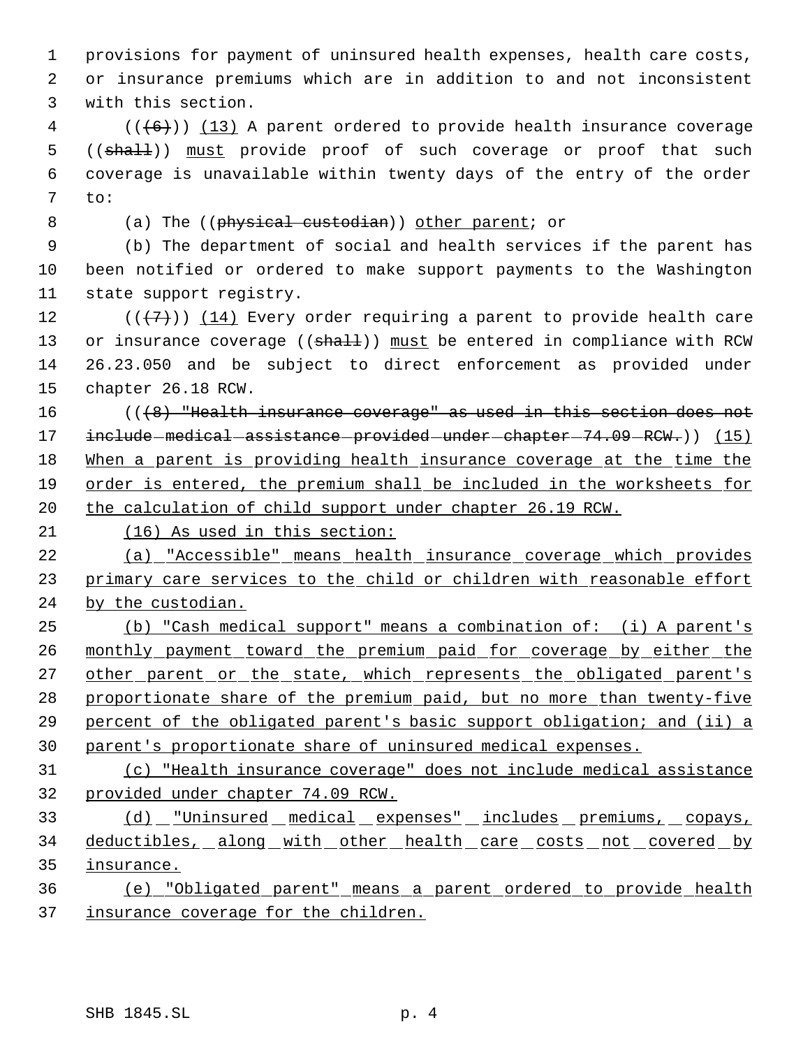provisions for payment of uninsured health expenses, health care costs, or insurance premiums which are in addition to and not inconsistent with this section.

(((6))) (13) A parent ordered to provide health insurance coverage ((shall)) must provide proof of such coverage or proof that such coverage is unavailable within twenty days of the entry of the order to:

(a) The ((physical custodian)) other parent; or

(b) The department of social and health services if the parent has been notified or ordered to make support payments to the Washington state support registry.

(((7))) (14) Every order requiring a parent to provide health care or insurance coverage ((shall)) must be entered in compliance with RCW 26.23.050 and be subject to direct enforcement as provided under chapter 26.18 RCW.

(((8) "Health insurance coverage" as used in this section does not include medical assistance provided under chapter 74.09 RCW.)) (15) When a parent is providing health insurance coverage at the time the order is entered, the premium shall be included in the worksheets for the calculation of child support under chapter 26.19 RCW.

(16) As used in this section:

(a) "Accessible" means health insurance coverage which provides primary care services to the child or children with reasonable effort by the custodian.

(b) "Cash medical support" means a combination of: (i) A parent's monthly payment toward the premium paid for coverage by either the other parent or the state, which represents the obligated parent's proportionate share of the premium paid, but no more than twenty-five percent of the obligated parent's basic support obligation; and (ii) a parent's proportionate share of uninsured medical expenses.

(c) "Health insurance coverage" does not include medical assistance provided under chapter 74.09 RCW.

(d) "Uninsured medical expenses" includes premiums, copays, deductibles, along with other health care costs not covered by insurance.

(e) "Obligated parent" means a parent ordered to provide health insurance coverage for the children.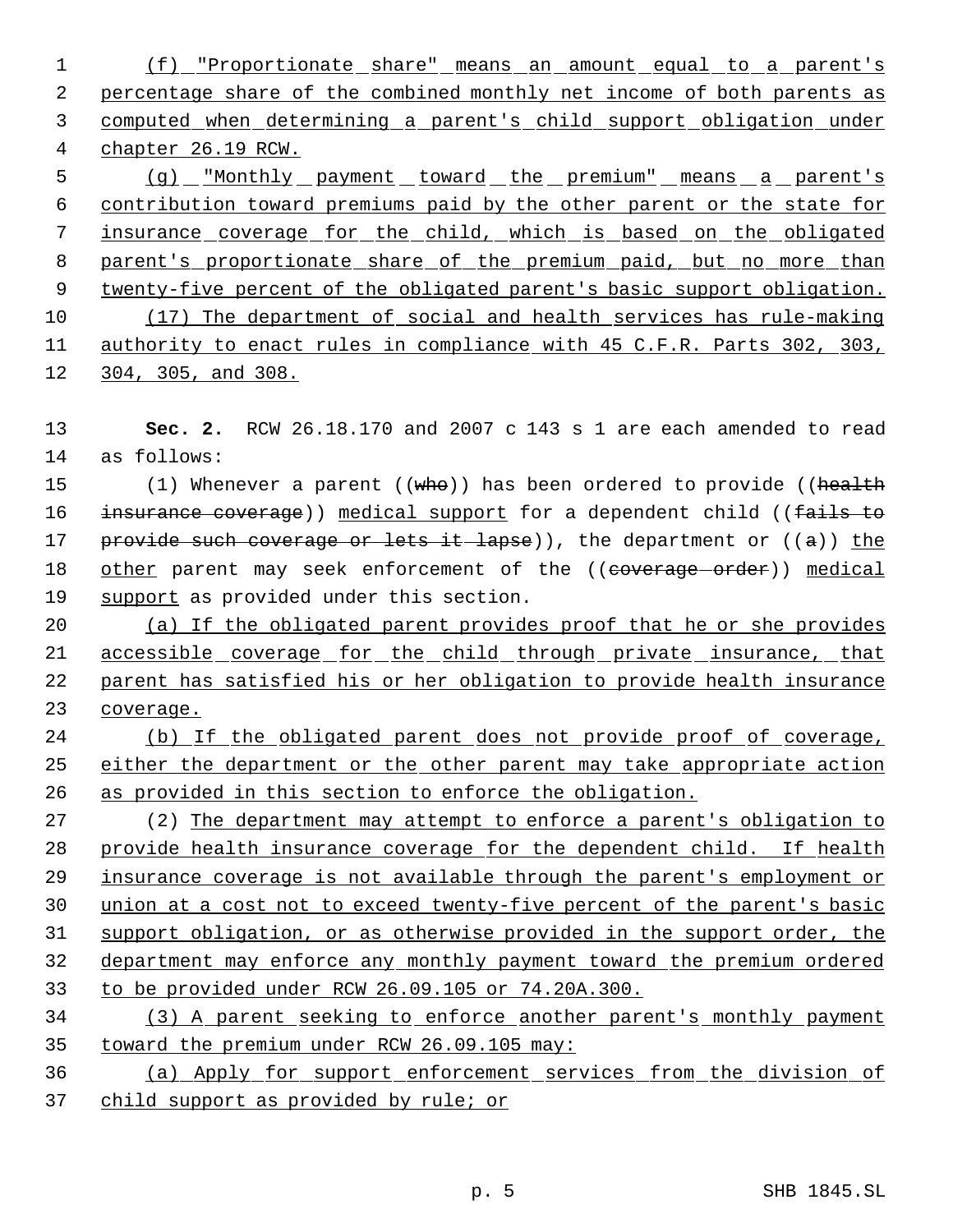(f) "Proportionate share" means an amount equal to a parent's percentage share of the combined monthly net income of both parents as computed when determining a parent's child support obligation under chapter 26.19 RCW.

(g) "Monthly payment toward the premium" means a parent's contribution toward premiums paid by the other parent or the state for insurance coverage for the child, which is based on the obligated parent's proportionate share of the premium paid, but no more than twenty-five percent of the obligated parent's basic support obligation.

(17) The department of social and health services has rule-making authority to enact rules in compliance with 45 C.F.R. Parts 302, 303, 304, 305, and 308.

**Sec. 2.** RCW 26.18.170 and 2007 c 143 s 1 are each amended to read as follows:

(1) Whenever a parent ((~~who~~)) has been ordered to provide ((~~health insurance coverage~~)) medical support for a dependent child ((~~fails to provide such coverage or lets it lapse~~)), the department or ((~~a~~)) the other parent may seek enforcement of the ((~~coverage order~~)) medical support as provided under this section.

(a) If the obligated parent provides proof that he or she provides accessible coverage for the child through private insurance, that parent has satisfied his or her obligation to provide health insurance coverage.

(b) If the obligated parent does not provide proof of coverage, either the department or the other parent may take appropriate action as provided in this section to enforce the obligation.

(2) The department may attempt to enforce a parent's obligation to provide health insurance coverage for the dependent child. If health insurance coverage is not available through the parent's employment or union at a cost not to exceed twenty-five percent of the parent's basic support obligation, or as otherwise provided in the support order, the department may enforce any monthly payment toward the premium ordered to be provided under RCW 26.09.105 or 74.20A.300.

(3) A parent seeking to enforce another parent's monthly payment toward the premium under RCW 26.09.105 may:

(a) Apply for support enforcement services from the division of child support as provided by rule; or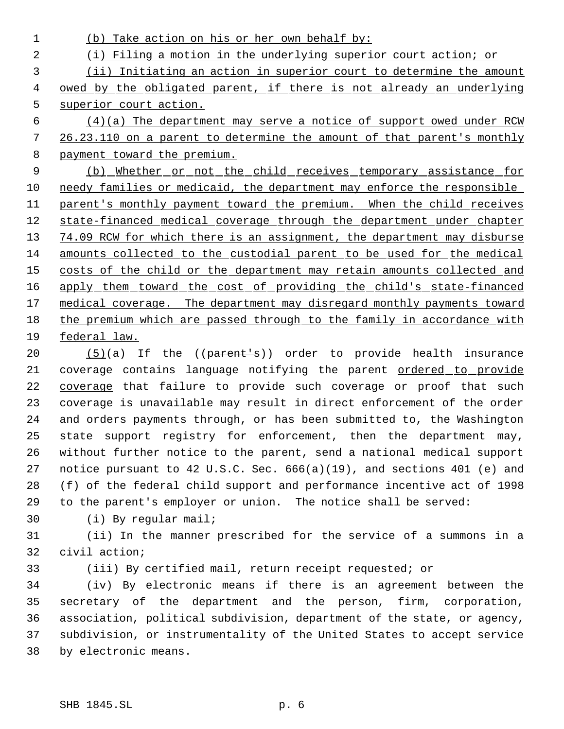(b) Take action on his or her own behalf by:

(i) Filing a motion in the underlying superior court action; or

(ii) Initiating an action in superior court to determine the amount owed by the obligated parent, if there is not already an underlying superior court action.

(4)(a) The department may serve a notice of support owed under RCW 26.23.110 on a parent to determine the amount of that parent's monthly payment toward the premium.

(b) Whether or not the child receives temporary assistance for needy families or medicaid, the department may enforce the responsible parent's monthly payment toward the premium. When the child receives state-financed medical coverage through the department under chapter 74.09 RCW for which there is an assignment, the department may disburse amounts collected to the custodial parent to be used for the medical costs of the child or the department may retain amounts collected and apply them toward the cost of providing the child's state-financed medical coverage. The department may disregard monthly payments toward the premium which are passed through to the family in accordance with federal law.

(5)(a) If the ((~~parent's~~)) order to provide health insurance coverage contains language notifying the parent ordered to provide coverage that failure to provide such coverage or proof that such coverage is unavailable may result in direct enforcement of the order and orders payments through, or has been submitted to, the Washington state support registry for enforcement, then the department may, without further notice to the parent, send a national medical support notice pursuant to 42 U.S.C. Sec. 666(a)(19), and sections 401 (e) and (f) of the federal child support and performance incentive act of 1998 to the parent's employer or union. The notice shall be served:

(i) By regular mail;

(ii) In the manner prescribed for the service of a summons in a civil action;

(iii) By certified mail, return receipt requested; or

(iv) By electronic means if there is an agreement between the secretary of the department and the person, firm, corporation, association, political subdivision, department of the state, or agency, subdivision, or instrumentality of the United States to accept service by electronic means.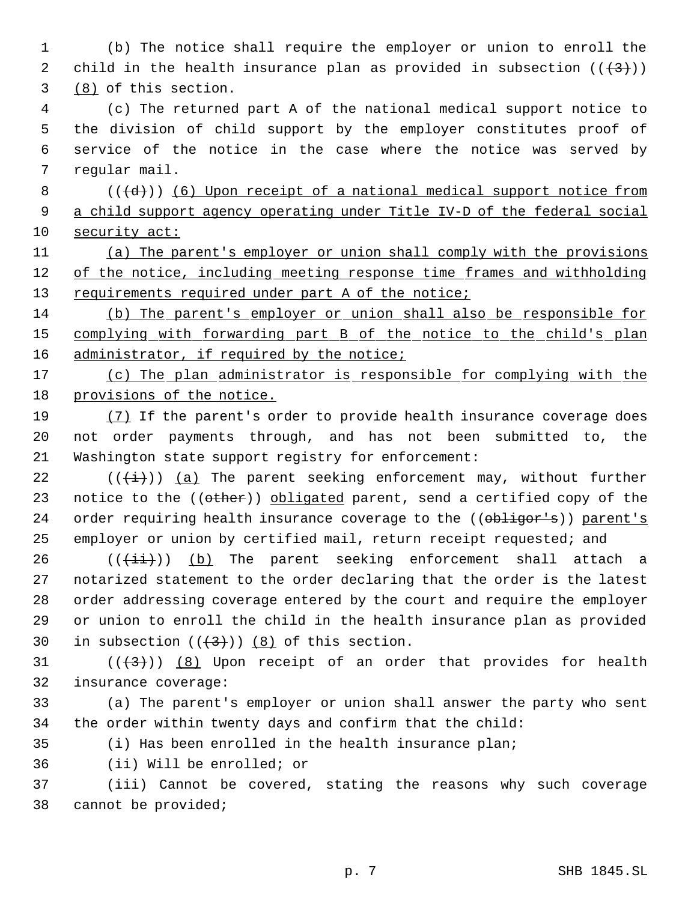(b) The notice shall require the employer or union to enroll the child in the health insurance plan as provided in subsection ((~~(3)~~)) <u>(8)</u> of this section.

(c) The returned part A of the national medical support notice to the division of child support by the employer constitutes proof of service of the notice in the case where the notice was served by regular mail.

((~~(d)~~)) <u>(6) Upon receipt of a national medical support notice from a child support agency operating under Title IV-D of the federal social security act:</u>

<u>(a) The parent's employer or union shall comply with the provisions of the notice, including meeting response time frames and withholding requirements required under part A of the notice;</u>

<u>(b) The parent's employer or union shall also be responsible for complying with forwarding part B of the notice to the child's plan administrator, if required by the notice;</u>

<u>(c) The plan administrator is responsible for complying with the provisions of the notice.</u>

<u>(7)</u> If the parent's order to provide health insurance coverage does not order payments through, and has not been submitted to, the Washington state support registry for enforcement:

((~~(i)~~)) <u>(a)</u> The parent seeking enforcement may, without further notice to the ((~~other~~)) <u>obligated</u> parent, send a certified copy of the order requiring health insurance coverage to the ((~~obligor's~~)) <u>parent's</u> employer or union by certified mail, return receipt requested; and

((~~(ii)~~)) <u>(b)</u> The parent seeking enforcement shall attach a notarized statement to the order declaring that the order is the latest order addressing coverage entered by the court and require the employer or union to enroll the child in the health insurance plan as provided in subsection ((~~(3)~~)) <u>(8)</u> of this section.

((~~(3)~~)) <u>(8)</u> Upon receipt of an order that provides for health insurance coverage:

(a) The parent's employer or union shall answer the party who sent the order within twenty days and confirm that the child:

(i) Has been enrolled in the health insurance plan;

(ii) Will be enrolled; or

(iii) Cannot be covered, stating the reasons why such coverage cannot be provided;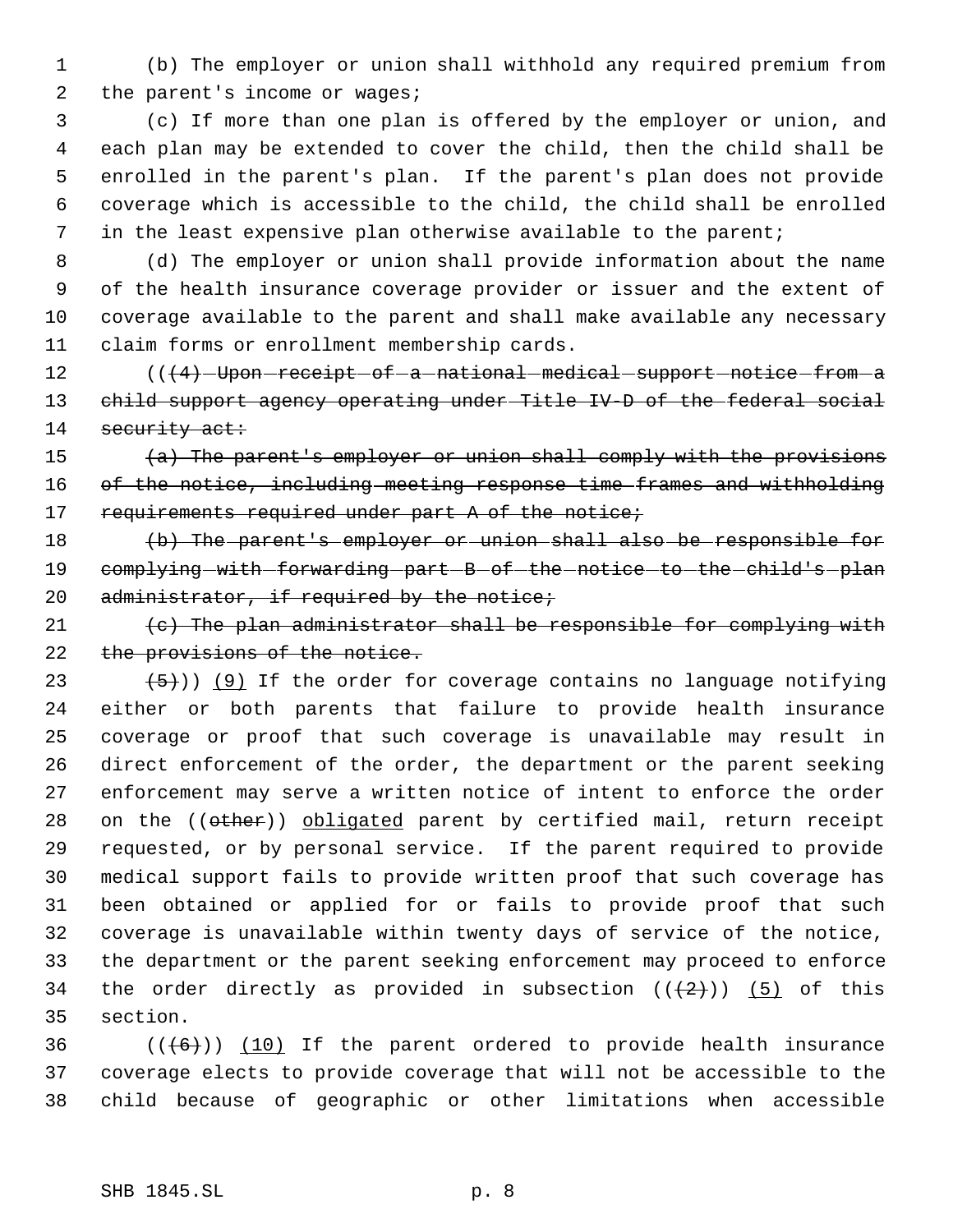(b) The employer or union shall withhold any required premium from the parent's income or wages;

(c) If more than one plan is offered by the employer or union, and each plan may be extended to cover the child, then the child shall be enrolled in the parent's plan. If the parent's plan does not provide coverage which is accessible to the child, the child shall be enrolled in the least expensive plan otherwise available to the parent;

(d) The employer or union shall provide information about the name of the health insurance coverage provider or issuer and the extent of coverage available to the parent and shall make available any necessary claim forms or enrollment membership cards.

((~~(4) Upon receipt of a national medical support notice from a child support agency operating under Title IV-D of the federal social security act:~~

~~(a) The parent's employer or union shall comply with the provisions of the notice, including meeting response time frames and withholding requirements required under part A of the notice;~~

~~(b) The parent's employer or union shall also be responsible for complying with forwarding part B of the notice to the child's plan administrator, if required by the notice;~~

~~(c) The plan administrator shall be responsible for complying with the provisions of the notice.~~

~~(5)~~)) <u>(9)</u> If the order for coverage contains no language notifying either or both parents that failure to provide health insurance coverage or proof that such coverage is unavailable may result in direct enforcement of the order, the department or the parent seeking enforcement may serve a written notice of intent to enforce the order on the ((~~other~~)) <u>obligated</u> parent by certified mail, return receipt requested, or by personal service. If the parent required to provide medical support fails to provide written proof that such coverage has been obtained or applied for or fails to provide proof that such coverage is unavailable within twenty days of service of the notice, the department or the parent seeking enforcement may proceed to enforce the order directly as provided in subsection ((~~(2)~~)) <u>(5)</u> of this section.

((~~(6)~~)) <u>(10)</u> If the parent ordered to provide health insurance coverage elects to provide coverage that will not be accessible to the child because of geographic or other limitations when accessible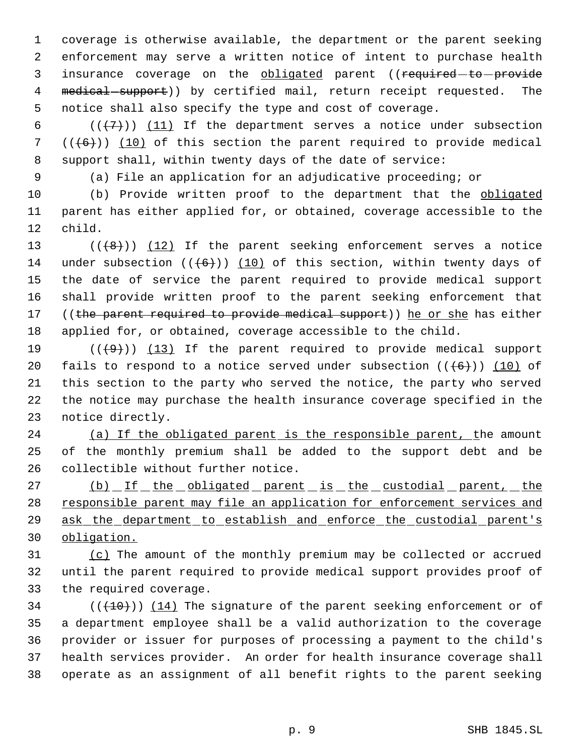coverage is otherwise available, the department or the parent seeking enforcement may serve a written notice of intent to purchase health insurance coverage on the obligated parent ((~~required to provide medical support~~)) by certified mail, return receipt requested. The notice shall also specify the type and cost of coverage.

((~~(7)~~)) (11) If the department serves a notice under subsection ((~~(6)~~)) (10) of this section the parent required to provide medical support shall, within twenty days of the date of service:

(a) File an application for an adjudicative proceeding; or

(b) Provide written proof to the department that the obligated parent has either applied for, or obtained, coverage accessible to the child.

((~~(8)~~)) (12) If the parent seeking enforcement serves a notice under subsection ((~~(6)~~)) (10) of this section, within twenty days of the date of service the parent required to provide medical support shall provide written proof to the parent seeking enforcement that ((~~the parent required to provide medical support~~)) he or she has either applied for, or obtained, coverage accessible to the child.

((~~(9)~~)) (13) If the parent required to provide medical support fails to respond to a notice served under subsection ((~~(6)~~)) (10) of this section to the party who served the notice, the party who served the notice may purchase the health insurance coverage specified in the notice directly.

(a) If the obligated parent is the responsible parent, the amount of the monthly premium shall be added to the support debt and be collectible without further notice.

(b) If the obligated parent is the custodial parent, the responsible parent may file an application for enforcement services and ask the department to establish and enforce the custodial parent's obligation.

(c) The amount of the monthly premium may be collected or accrued until the parent required to provide medical support provides proof of the required coverage.

((~~(10)~~)) (14) The signature of the parent seeking enforcement or of a department employee shall be a valid authorization to the coverage provider or issuer for purposes of processing a payment to the child's health services provider. An order for health insurance coverage shall operate as an assignment of all benefit rights to the parent seeking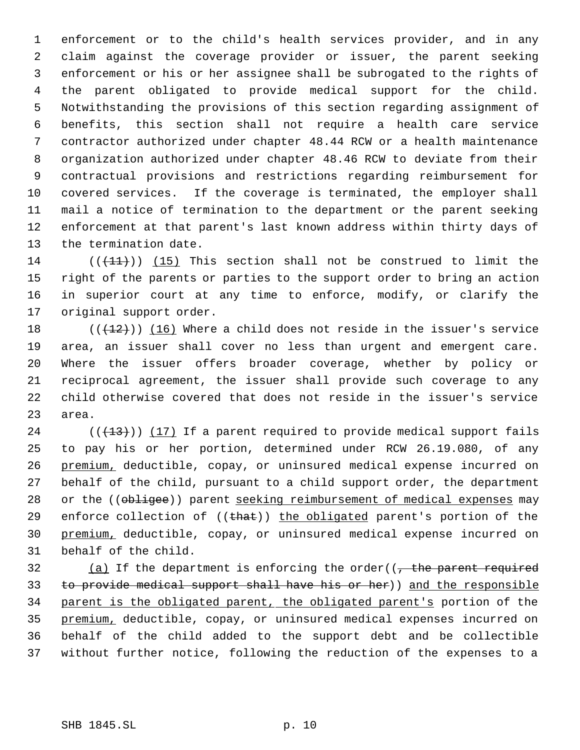enforcement or to the child's health services provider, and in any claim against the coverage provider or issuer, the parent seeking enforcement or his or her assignee shall be subrogated to the rights of the parent obligated to provide medical support for the child. Notwithstanding the provisions of this section regarding assignment of benefits, this section shall not require a health care service contractor authorized under chapter 48.44 RCW or a health maintenance organization authorized under chapter 48.46 RCW to deviate from their contractual provisions and restrictions regarding reimbursement for covered services. If the coverage is terminated, the employer shall mail a notice of termination to the department or the parent seeking enforcement at that parent's last known address within thirty days of the termination date.

~~((11))~~ (15) This section shall not be construed to limit the right of the parents or parties to the support order to bring an action in superior court at any time to enforce, modify, or clarify the original support order.

~~((12))~~ (16) Where a child does not reside in the issuer's service area, an issuer shall cover no less than urgent and emergent care. Where the issuer offers broader coverage, whether by policy or reciprocal agreement, the issuer shall provide such coverage to any child otherwise covered that does not reside in the issuer's service area.

~~((13))~~ (17) If a parent required to provide medical support fails to pay his or her portion, determined under RCW 26.19.080, of any premium, deductible, copay, or uninsured medical expense incurred on behalf of the child, pursuant to a child support order, the department or the ((~~obligee~~)) parent seeking reimbursement of medical expenses may enforce collection of ((~~that~~)) the obligated parent's portion of the premium, deductible, copay, or uninsured medical expense incurred on behalf of the child.

(a) If the department is enforcing the order((~~, the parent required to provide medical support shall have his or her~~)) and the responsible parent is the obligated parent, the obligated parent's portion of the premium, deductible, copay, or uninsured medical expenses incurred on behalf of the child added to the support debt and be collectible without further notice, following the reduction of the expenses to a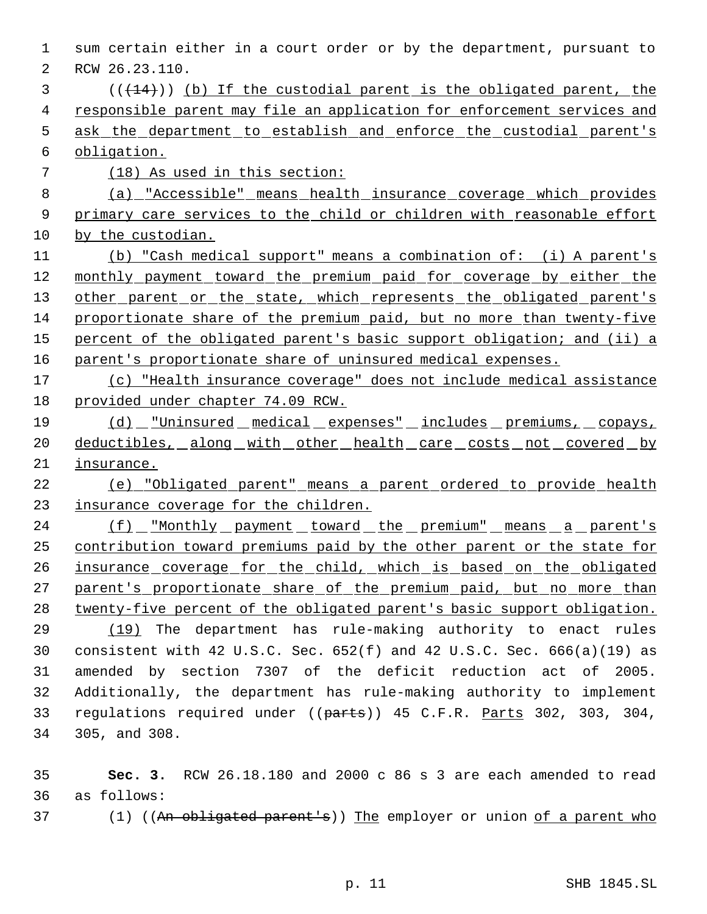sum certain either in a court order or by the department, pursuant to RCW 26.23.110.

(((14))) (b) If the custodial parent is the obligated parent, the responsible parent may file an application for enforcement services and ask the department to establish and enforce the custodial parent's obligation.

(18) As used in this section:

(a) "Accessible" means health insurance coverage which provides primary care services to the child or children with reasonable effort by the custodian.

(b) "Cash medical support" means a combination of: (i) A parent's monthly payment toward the premium paid for coverage by either the other parent or the state, which represents the obligated parent's proportionate share of the premium paid, but no more than twenty-five percent of the obligated parent's basic support obligation; and (ii) a parent's proportionate share of uninsured medical expenses.

(c) "Health insurance coverage" does not include medical assistance provided under chapter 74.09 RCW.

(d) "Uninsured medical expenses" includes premiums, copays, deductibles, along with other health care costs not covered by insurance.

(e) "Obligated parent" means a parent ordered to provide health insurance coverage for the children.

(f) "Monthly payment toward the premium" means a parent's contribution toward premiums paid by the other parent or the state for insurance coverage for the child, which is based on the obligated parent's proportionate share of the premium paid, but no more than twenty-five percent of the obligated parent's basic support obligation.

(19) The department has rule-making authority to enact rules consistent with 42 U.S.C. Sec. 652(f) and 42 U.S.C. Sec. 666(a)(19) as amended by section 7307 of the deficit reduction act of 2005. Additionally, the department has rule-making authority to implement regulations required under ((~~parts~~)) 45 C.F.R. Parts 302, 303, 304, 305, and 308.

**Sec. 3.** RCW 26.18.180 and 2000 c 86 s 3 are each amended to read as follows:

(1) ((~~An obligated parent's~~)) The employer or union of a parent who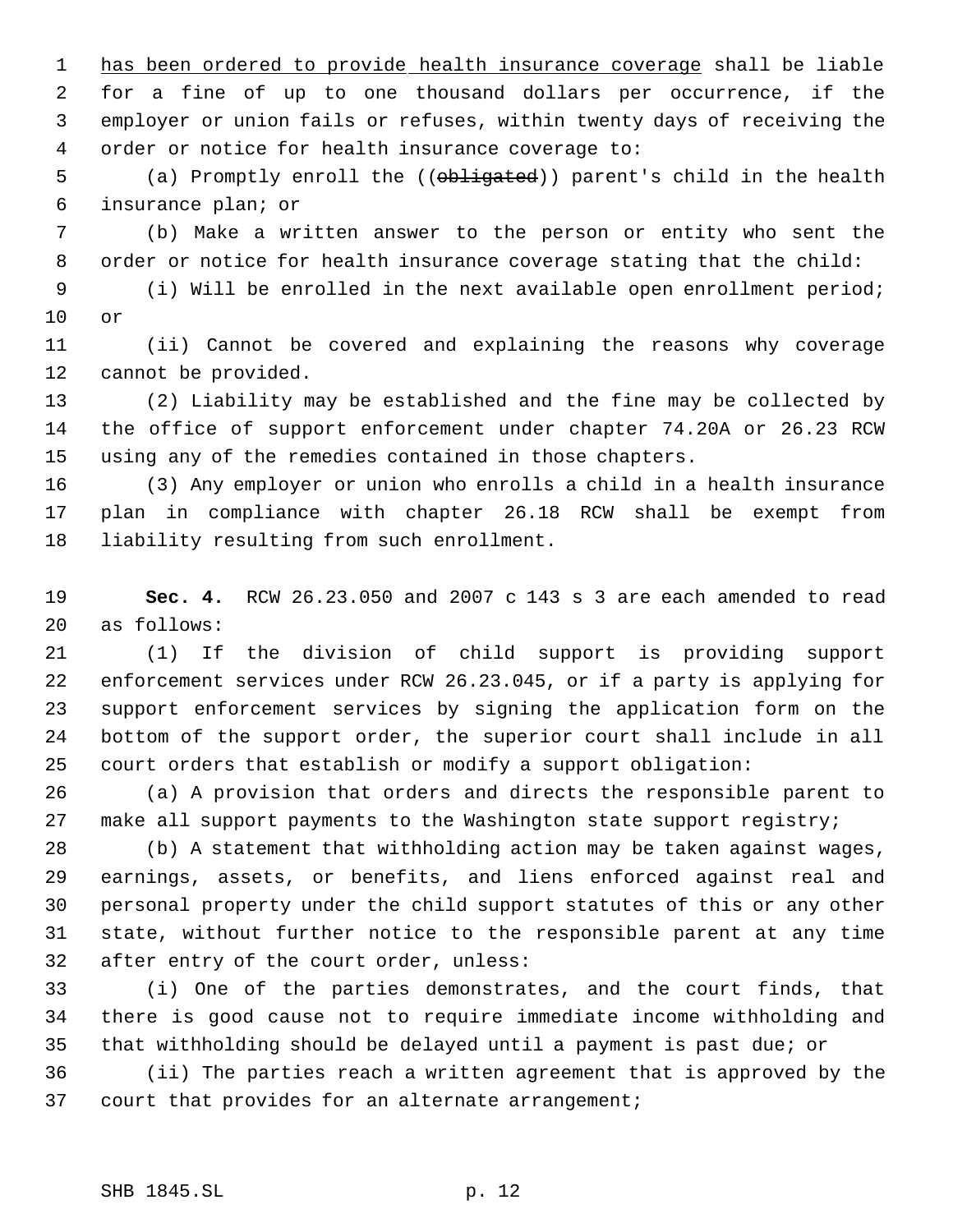has been ordered to provide health insurance coverage shall be liable for a fine of up to one thousand dollars per occurrence, if the employer or union fails or refuses, within twenty days of receiving the order or notice for health insurance coverage to:

(a) Promptly enroll the ((~~obligated~~)) parent's child in the health insurance plan; or

(b) Make a written answer to the person or entity who sent the order or notice for health insurance coverage stating that the child:

(i) Will be enrolled in the next available open enrollment period; or

(ii) Cannot be covered and explaining the reasons why coverage cannot be provided.

(2) Liability may be established and the fine may be collected by the office of support enforcement under chapter 74.20A or 26.23 RCW using any of the remedies contained in those chapters.

(3) Any employer or union who enrolls a child in a health insurance plan in compliance with chapter 26.18 RCW shall be exempt from liability resulting from such enrollment.

**Sec. 4.** RCW 26.23.050 and 2007 c 143 s 3 are each amended to read as follows:

(1) If the division of child support is providing support enforcement services under RCW 26.23.045, or if a party is applying for support enforcement services by signing the application form on the bottom of the support order, the superior court shall include in all court orders that establish or modify a support obligation:

(a) A provision that orders and directs the responsible parent to make all support payments to the Washington state support registry;

(b) A statement that withholding action may be taken against wages, earnings, assets, or benefits, and liens enforced against real and personal property under the child support statutes of this or any other state, without further notice to the responsible parent at any time after entry of the court order, unless:

(i) One of the parties demonstrates, and the court finds, that there is good cause not to require immediate income withholding and that withholding should be delayed until a payment is past due; or

(ii) The parties reach a written agreement that is approved by the court that provides for an alternate arrangement;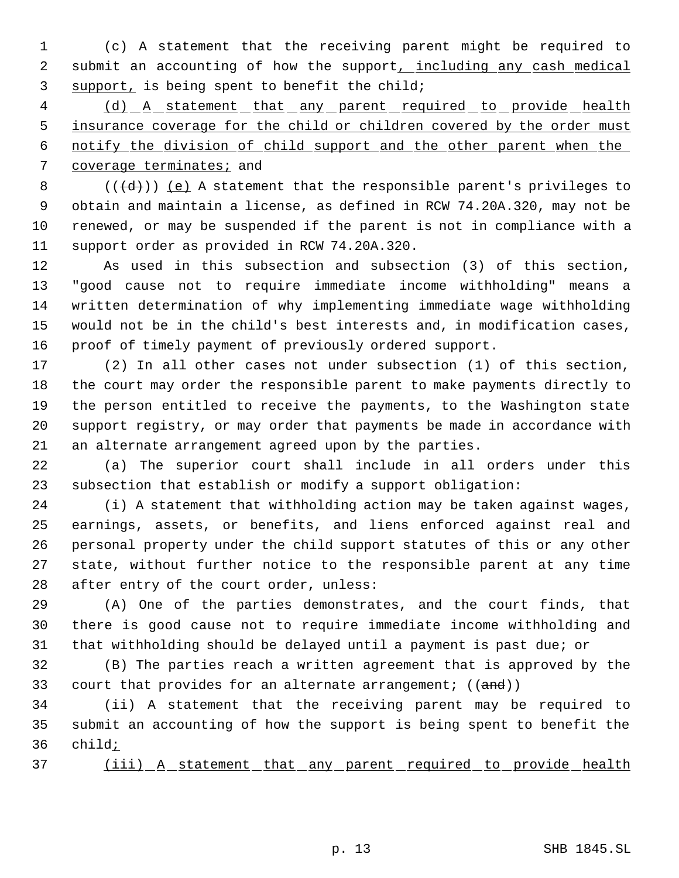(c) A statement that the receiving parent might be required to submit an accounting of how the support, including any cash medical support, is being spent to benefit the child;

(d) A statement that any parent required to provide health insurance coverage for the child or children covered by the order must notify the division of child support and the other parent when the coverage terminates; and

(((d))) (e) A statement that the responsible parent's privileges to obtain and maintain a license, as defined in RCW 74.20A.320, may not be renewed, or may be suspended if the parent is not in compliance with a support order as provided in RCW 74.20A.320.

As used in this subsection and subsection (3) of this section, "good cause not to require immediate income withholding" means a written determination of why implementing immediate wage withholding would not be in the child's best interests and, in modification cases, proof of timely payment of previously ordered support.

(2) In all other cases not under subsection (1) of this section, the court may order the responsible parent to make payments directly to the person entitled to receive the payments, to the Washington state support registry, or may order that payments be made in accordance with an alternate arrangement agreed upon by the parties.

(a) The superior court shall include in all orders under this subsection that establish or modify a support obligation:

(i) A statement that withholding action may be taken against wages, earnings, assets, or benefits, and liens enforced against real and personal property under the child support statutes of this or any other state, without further notice to the responsible parent at any time after entry of the court order, unless:

(A) One of the parties demonstrates, and the court finds, that there is good cause not to require immediate income withholding and that withholding should be delayed until a payment is past due; or

(B) The parties reach a written agreement that is approved by the court that provides for an alternate arrangement; ((and))

(ii) A statement that the receiving parent may be required to submit an accounting of how the support is being spent to benefit the child;

(iii) A statement that any parent required to provide health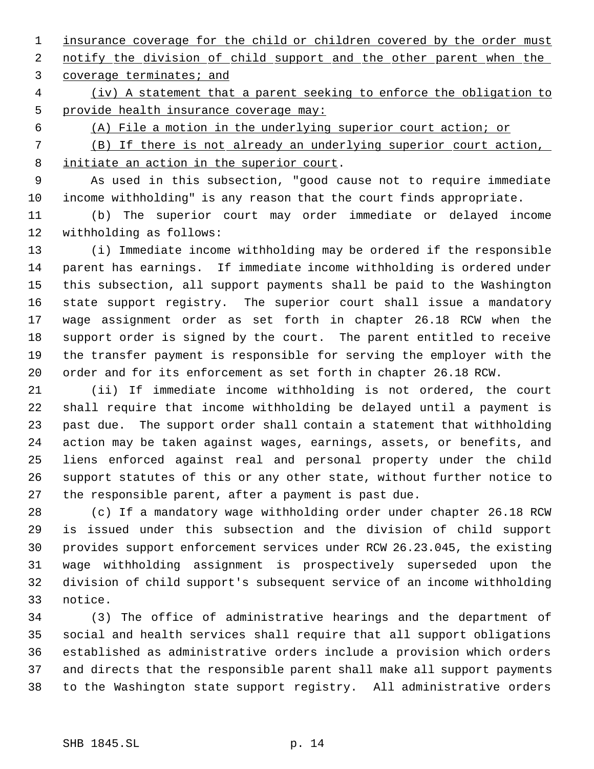insurance coverage for the child or children covered by the order must notify the division of child support and the other parent when the coverage terminates; and

(iv) A statement that a parent seeking to enforce the obligation to provide health insurance coverage may:

(A) File a motion in the underlying superior court action; or

(B) If there is not already an underlying superior court action, initiate an action in the superior court.

As used in this subsection, "good cause not to require immediate income withholding" is any reason that the court finds appropriate.

(b) The superior court may order immediate or delayed income withholding as follows:

(i) Immediate income withholding may be ordered if the responsible parent has earnings. If immediate income withholding is ordered under this subsection, all support payments shall be paid to the Washington state support registry. The superior court shall issue a mandatory wage assignment order as set forth in chapter 26.18 RCW when the support order is signed by the court. The parent entitled to receive the transfer payment is responsible for serving the employer with the order and for its enforcement as set forth in chapter 26.18 RCW.

(ii) If immediate income withholding is not ordered, the court shall require that income withholding be delayed until a payment is past due. The support order shall contain a statement that withholding action may be taken against wages, earnings, assets, or benefits, and liens enforced against real and personal property under the child support statutes of this or any other state, without further notice to the responsible parent, after a payment is past due.

(c) If a mandatory wage withholding order under chapter 26.18 RCW is issued under this subsection and the division of child support provides support enforcement services under RCW 26.23.045, the existing wage withholding assignment is prospectively superseded upon the division of child support's subsequent service of an income withholding notice.

(3) The office of administrative hearings and the department of social and health services shall require that all support obligations established as administrative orders include a provision which orders and directs that the responsible parent shall make all support payments to the Washington state support registry. All administrative orders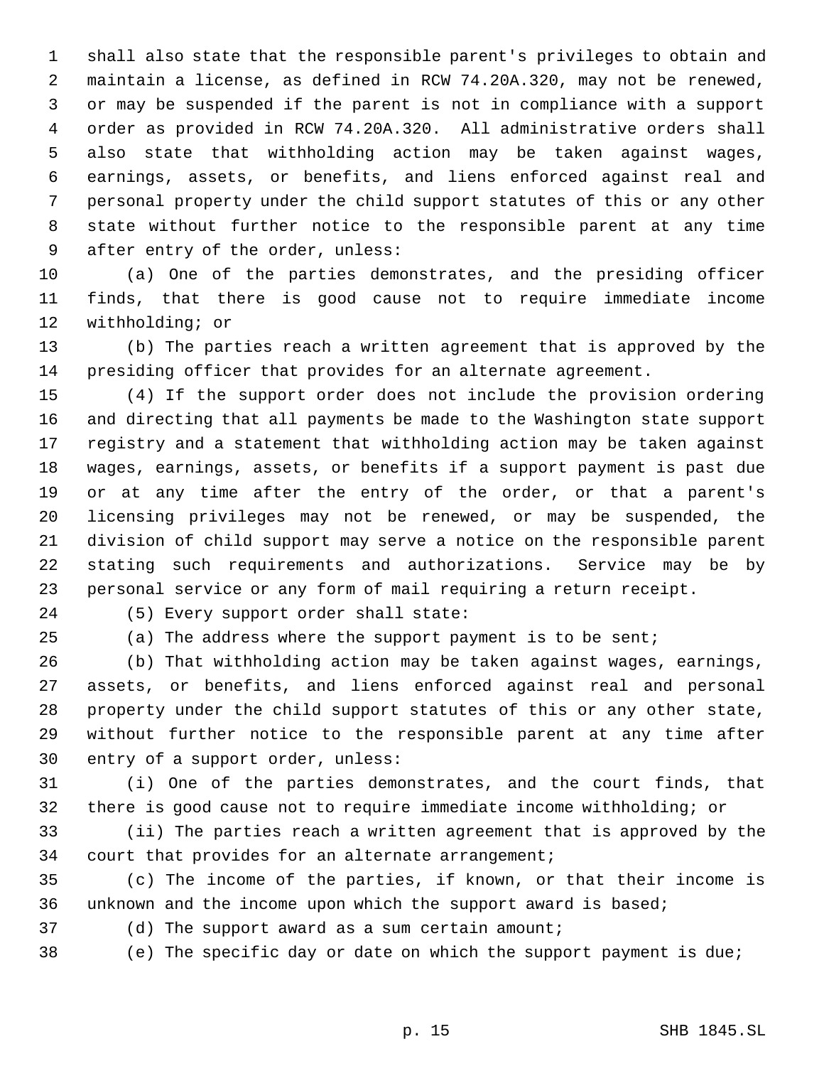shall also state that the responsible parent's privileges to obtain and maintain a license, as defined in RCW 74.20A.320, may not be renewed, or may be suspended if the parent is not in compliance with a support order as provided in RCW 74.20A.320. All administrative orders shall also state that withholding action may be taken against wages, earnings, assets, or benefits, and liens enforced against real and personal property under the child support statutes of this or any other state without further notice to the responsible parent at any time after entry of the order, unless:

(a) One of the parties demonstrates, and the presiding officer finds, that there is good cause not to require immediate income withholding; or

(b) The parties reach a written agreement that is approved by the presiding officer that provides for an alternate agreement.

(4) If the support order does not include the provision ordering and directing that all payments be made to the Washington state support registry and a statement that withholding action may be taken against wages, earnings, assets, or benefits if a support payment is past due or at any time after the entry of the order, or that a parent's licensing privileges may not be renewed, or may be suspended, the division of child support may serve a notice on the responsible parent stating such requirements and authorizations. Service may be by personal service or any form of mail requiring a return receipt.

(5) Every support order shall state:

(a) The address where the support payment is to be sent;

(b) That withholding action may be taken against wages, earnings, assets, or benefits, and liens enforced against real and personal property under the child support statutes of this or any other state, without further notice to the responsible parent at any time after entry of a support order, unless:

(i) One of the parties demonstrates, and the court finds, that there is good cause not to require immediate income withholding; or

(ii) The parties reach a written agreement that is approved by the court that provides for an alternate arrangement;

(c) The income of the parties, if known, or that their income is unknown and the income upon which the support award is based;

(d) The support award as a sum certain amount;

(e) The specific day or date on which the support payment is due;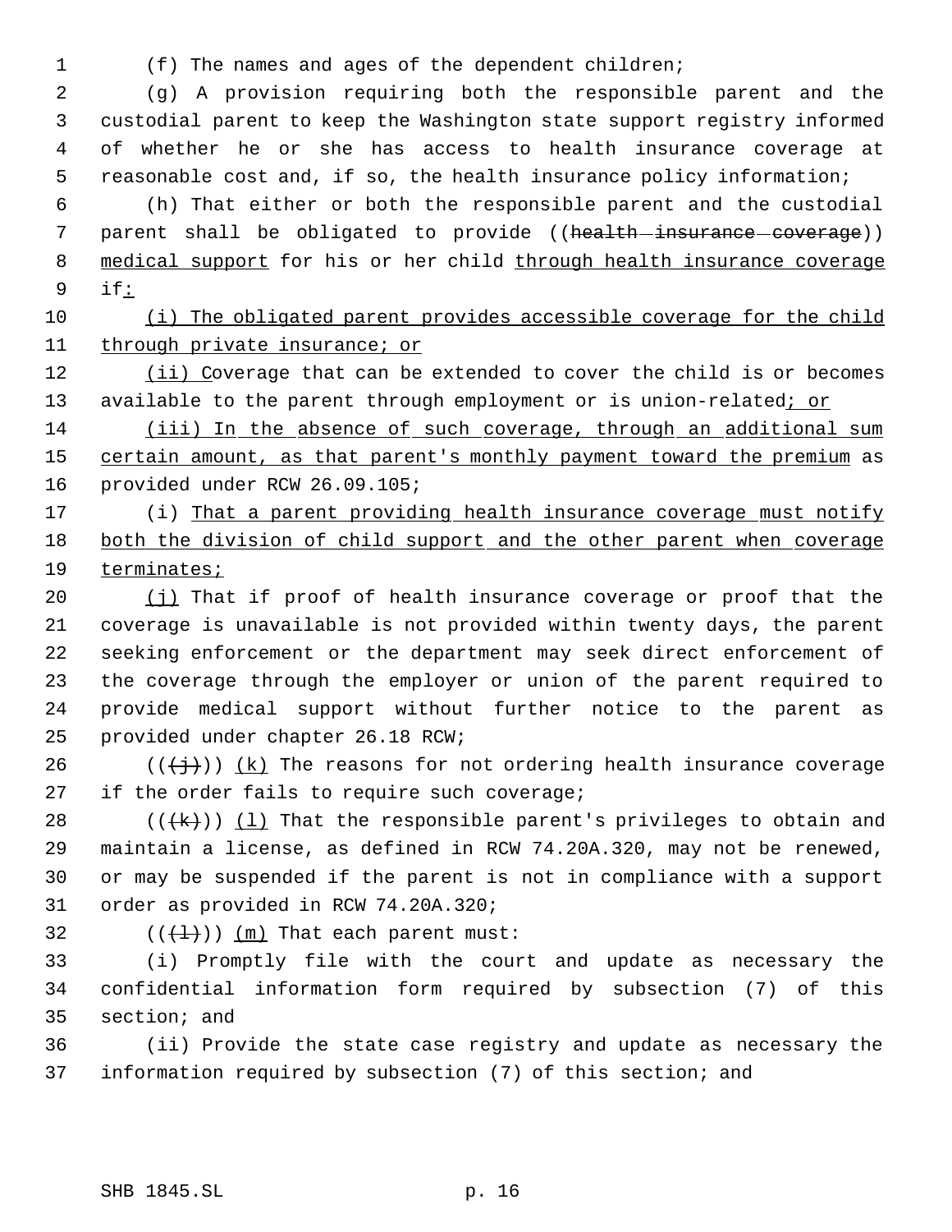(f) The names and ages of the dependent children;

(g) A provision requiring both the responsible parent and the custodial parent to keep the Washington state support registry informed of whether he or she has access to health insurance coverage at reasonable cost and, if so, the health insurance policy information;

(h) That either or both the responsible parent and the custodial parent shall be obligated to provide ((~~health insurance coverage~~)) <u>medical support</u> for his or her child <u>through health insurance coverage</u> if<u>:</u>

<u>(i) The obligated parent provides accessible coverage for the child through private insurance; or</u>

<u>(ii) C</u>overage that can be extended to cover the child is or becomes available to the parent through employment or is union-related<u>; or</u>

<u>(iii) In the absence of such coverage, through an additional sum certain amount, as that parent's monthly payment toward the premium</u> as provided under RCW 26.09.105;

(i) <u>That a parent providing health insurance coverage must notify both the division of child support and the other parent when coverage terminates;</u>

<u>(j)</u> That if proof of health insurance coverage or proof that the coverage is unavailable is not provided within twenty days, the parent seeking enforcement or the department may seek direct enforcement of the coverage through the employer or union of the parent required to provide medical support without further notice to the parent as provided under chapter 26.18 RCW;

((~~(j)~~)) <u>(k)</u> The reasons for not ordering health insurance coverage if the order fails to require such coverage;

((~~(k)~~)) <u>(l)</u> That the responsible parent's privileges to obtain and maintain a license, as defined in RCW 74.20A.320, may not be renewed, or may be suspended if the parent is not in compliance with a support order as provided in RCW 74.20A.320;

((~~(l)~~)) <u>(m)</u> That each parent must:

(i) Promptly file with the court and update as necessary the confidential information form required by subsection (7) of this section; and

(ii) Provide the state case registry and update as necessary the information required by subsection (7) of this section; and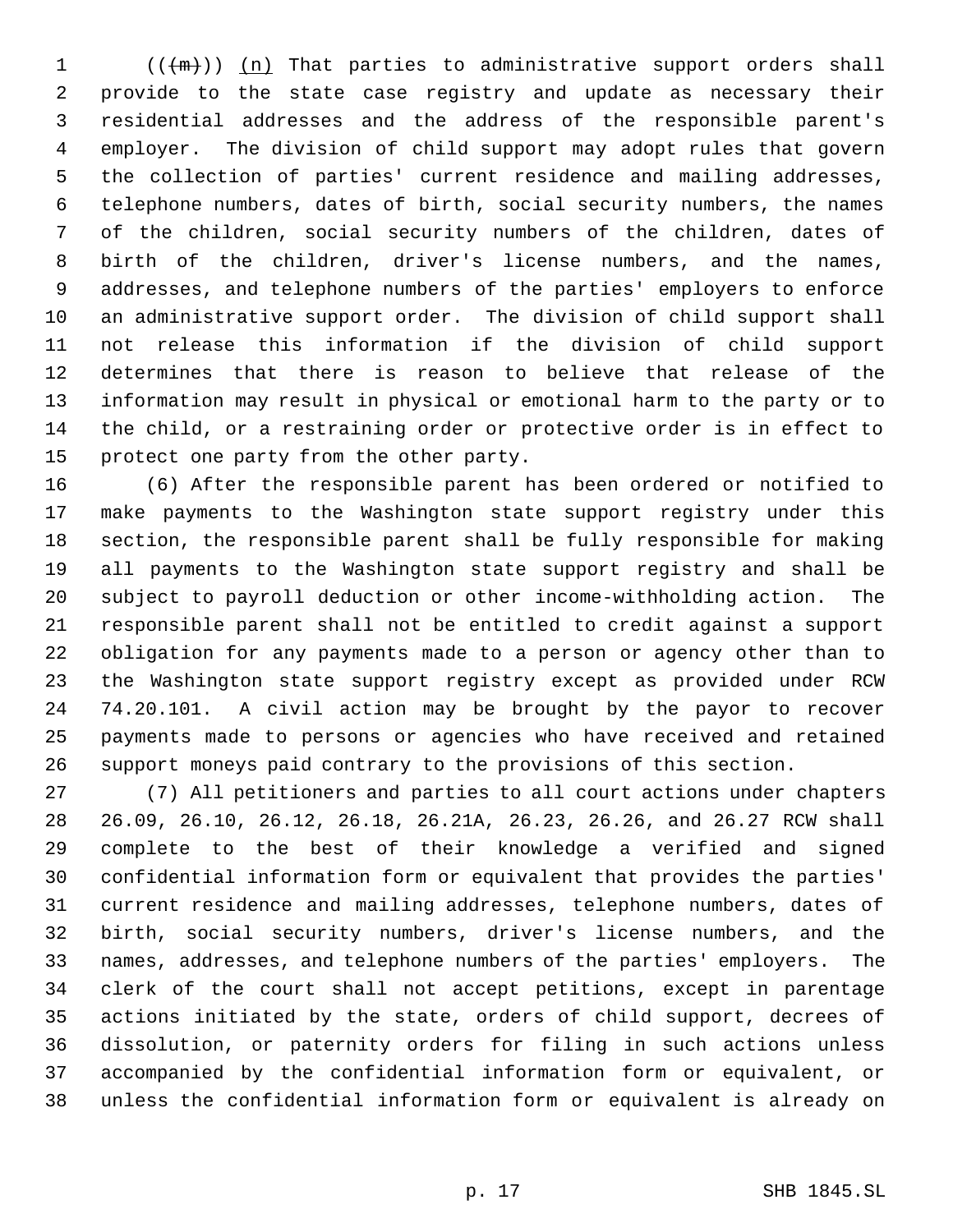(((m))) (n) That parties to administrative support orders shall provide to the state case registry and update as necessary their residential addresses and the address of the responsible parent's employer. The division of child support may adopt rules that govern the collection of parties' current residence and mailing addresses, telephone numbers, dates of birth, social security numbers, the names of the children, social security numbers of the children, dates of birth of the children, driver's license numbers, and the names, addresses, and telephone numbers of the parties' employers to enforce an administrative support order. The division of child support shall not release this information if the division of child support determines that there is reason to believe that release of the information may result in physical or emotional harm to the party or to the child, or a restraining order or protective order is in effect to protect one party from the other party.

(6) After the responsible parent has been ordered or notified to make payments to the Washington state support registry under this section, the responsible parent shall be fully responsible for making all payments to the Washington state support registry and shall be subject to payroll deduction or other income-withholding action. The responsible parent shall not be entitled to credit against a support obligation for any payments made to a person or agency other than to the Washington state support registry except as provided under RCW 74.20.101. A civil action may be brought by the payor to recover payments made to persons or agencies who have received and retained support moneys paid contrary to the provisions of this section.

(7) All petitioners and parties to all court actions under chapters 26.09, 26.10, 26.12, 26.18, 26.21A, 26.23, 26.26, and 26.27 RCW shall complete to the best of their knowledge a verified and signed confidential information form or equivalent that provides the parties' current residence and mailing addresses, telephone numbers, dates of birth, social security numbers, driver's license numbers, and the names, addresses, and telephone numbers of the parties' employers. The clerk of the court shall not accept petitions, except in parentage actions initiated by the state, orders of child support, decrees of dissolution, or paternity orders for filing in such actions unless accompanied by the confidential information form or equivalent, or unless the confidential information form or equivalent is already on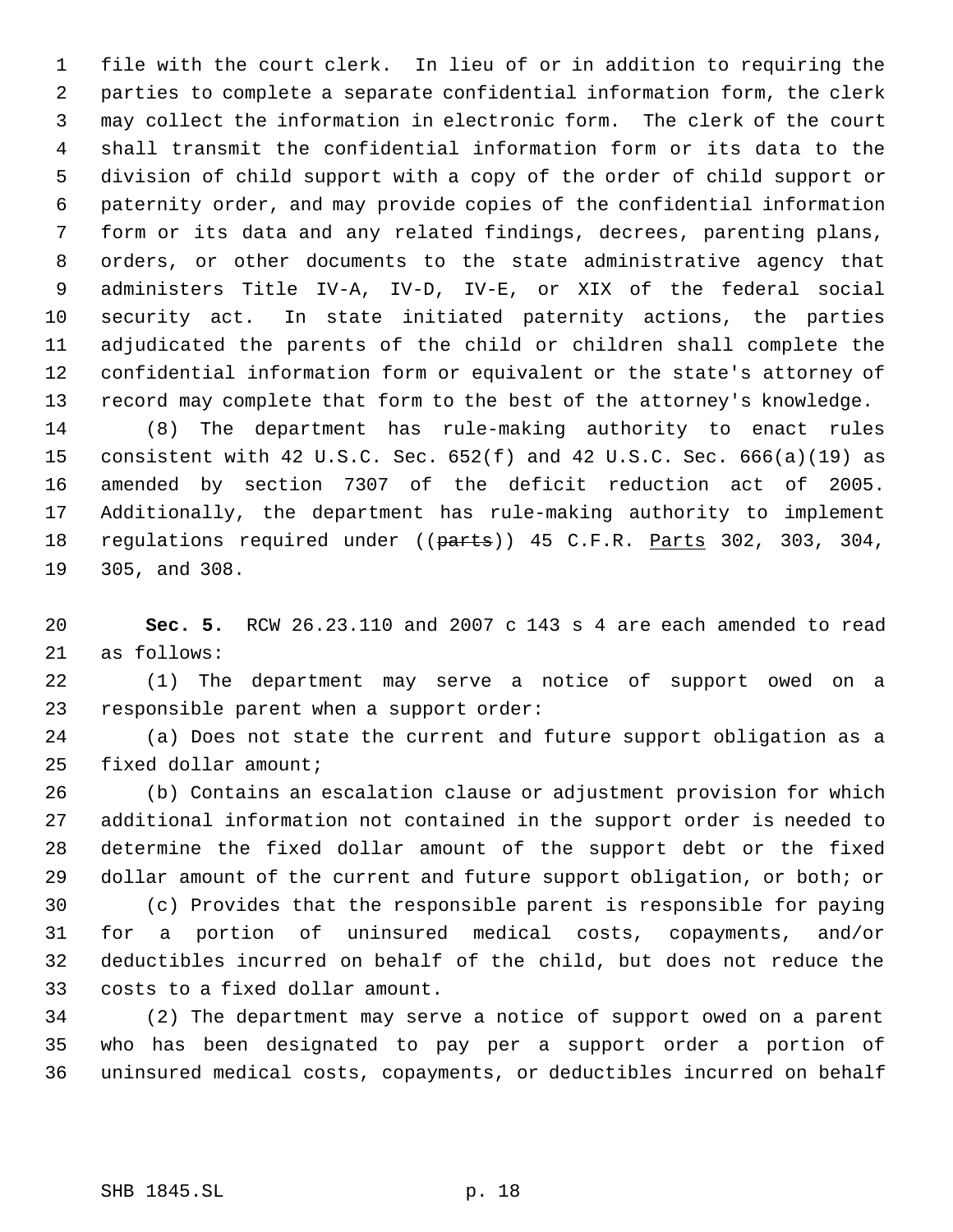file with the court clerk. In lieu of or in addition to requiring the parties to complete a separate confidential information form, the clerk may collect the information in electronic form. The clerk of the court shall transmit the confidential information form or its data to the division of child support with a copy of the order of child support or paternity order, and may provide copies of the confidential information form or its data and any related findings, decrees, parenting plans, orders, or other documents to the state administrative agency that administers Title IV-A, IV-D, IV-E, or XIX of the federal social security act. In state initiated paternity actions, the parties adjudicated the parents of the child or children shall complete the confidential information form or equivalent or the state's attorney of record may complete that form to the best of the attorney's knowledge.

(8) The department has rule-making authority to enact rules consistent with 42 U.S.C. Sec. 652(f) and 42 U.S.C. Sec. 666(a)(19) as amended by section 7307 of the deficit reduction act of 2005. Additionally, the department has rule-making authority to implement regulations required under ((~~parts~~)) 45 C.F.R. <u>Parts</u> 302, 303, 304, 305, and 308.

**Sec. 5.** RCW 26.23.110 and 2007 c 143 s 4 are each amended to read as follows:

(1) The department may serve a notice of support owed on a responsible parent when a support order:

(a) Does not state the current and future support obligation as a fixed dollar amount;

(b) Contains an escalation clause or adjustment provision for which additional information not contained in the support order is needed to determine the fixed dollar amount of the support debt or the fixed dollar amount of the current and future support obligation, or both; or

(c) Provides that the responsible parent is responsible for paying for a portion of uninsured medical costs, copayments, and/or deductibles incurred on behalf of the child, but does not reduce the costs to a fixed dollar amount.

(2) The department may serve a notice of support owed on a parent who has been designated to pay per a support order a portion of uninsured medical costs, copayments, or deductibles incurred on behalf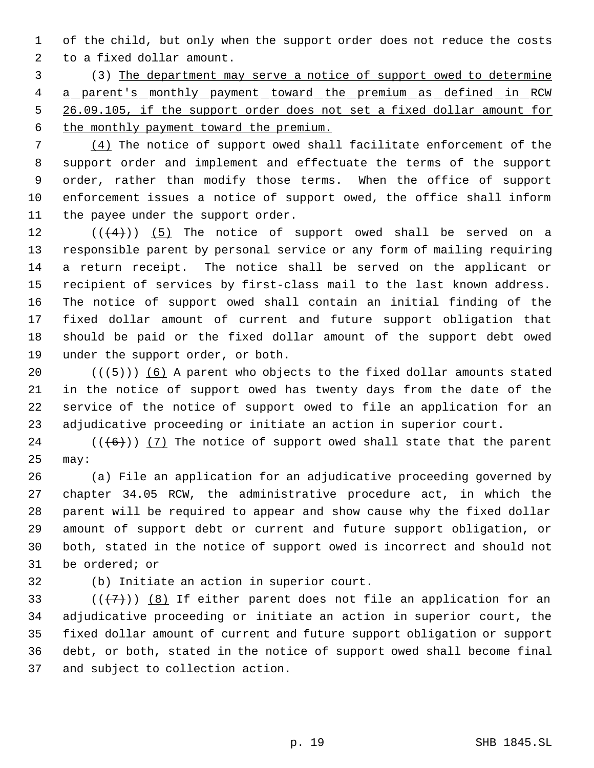of the child, but only when the support order does not reduce the costs to a fixed dollar amount.

(3) The department may serve a notice of support owed to determine a parent's monthly payment toward the premium as defined in RCW 26.09.105, if the support order does not set a fixed dollar amount for the monthly payment toward the premium.

(4) The notice of support owed shall facilitate enforcement of the support order and implement and effectuate the terms of the support order, rather than modify those terms. When the office of support enforcement issues a notice of support owed, the office shall inform the payee under the support order.

(((4))) (5) The notice of support owed shall be served on a responsible parent by personal service or any form of mailing requiring a return receipt. The notice shall be served on the applicant or recipient of services by first-class mail to the last known address. The notice of support owed shall contain an initial finding of the fixed dollar amount of current and future support obligation that should be paid or the fixed dollar amount of the support debt owed under the support order, or both.

(((5))) (6) A parent who objects to the fixed dollar amounts stated in the notice of support owed has twenty days from the date of the service of the notice of support owed to file an application for an adjudicative proceeding or initiate an action in superior court.

(((6))) (7) The notice of support owed shall state that the parent may:

(a) File an application for an adjudicative proceeding governed by chapter 34.05 RCW, the administrative procedure act, in which the parent will be required to appear and show cause why the fixed dollar amount of support debt or current and future support obligation, or both, stated in the notice of support owed is incorrect and should not be ordered; or

(b) Initiate an action in superior court.

(((7))) (8) If either parent does not file an application for an adjudicative proceeding or initiate an action in superior court, the fixed dollar amount of current and future support obligation or support debt, or both, stated in the notice of support owed shall become final and subject to collection action.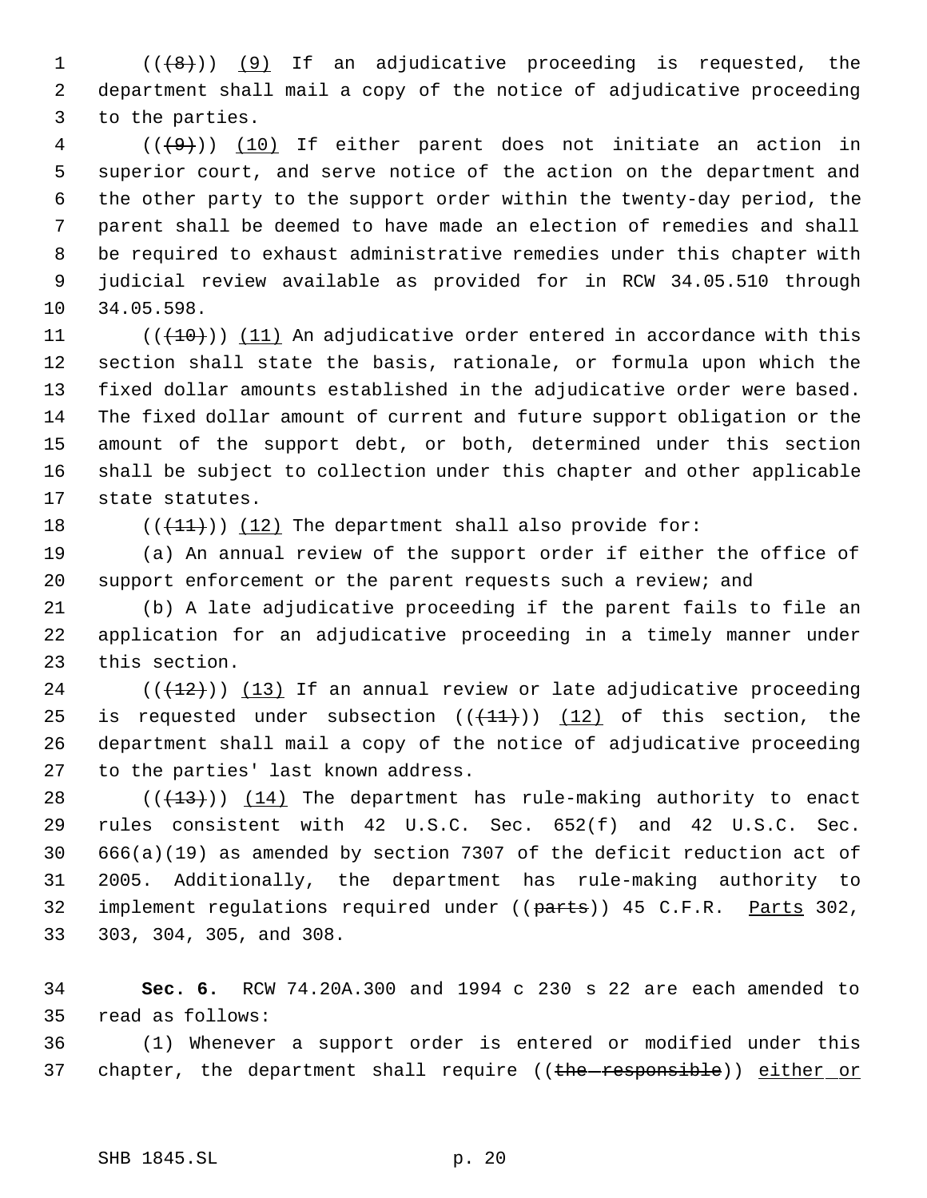((~~(8)~~)) <u>(9)</u> If an adjudicative proceeding is requested, the department shall mail a copy of the notice of adjudicative proceeding to the parties.

((~~(9)~~)) <u>(10)</u> If either parent does not initiate an action in superior court, and serve notice of the action on the department and the other party to the support order within the twenty-day period, the parent shall be deemed to have made an election of remedies and shall be required to exhaust administrative remedies under this chapter with judicial review available as provided for in RCW 34.05.510 through 34.05.598.

((~~(10)~~)) <u>(11)</u> An adjudicative order entered in accordance with this section shall state the basis, rationale, or formula upon which the fixed dollar amounts established in the adjudicative order were based. The fixed dollar amount of current and future support obligation or the amount of the support debt, or both, determined under this section shall be subject to collection under this chapter and other applicable state statutes.

((~~(11)~~)) <u>(12)</u> The department shall also provide for:

(a) An annual review of the support order if either the office of support enforcement or the parent requests such a review; and

(b) A late adjudicative proceeding if the parent fails to file an application for an adjudicative proceeding in a timely manner under this section.

((~~(12)~~)) <u>(13)</u> If an annual review or late adjudicative proceeding is requested under subsection ((~~(11)~~)) <u>(12)</u> of this section, the department shall mail a copy of the notice of adjudicative proceeding to the parties' last known address.

((~~(13)~~)) <u>(14)</u> The department has rule-making authority to enact rules consistent with 42 U.S.C. Sec. 652(f) and 42 U.S.C. Sec. 666(a)(19) as amended by section 7307 of the deficit reduction act of 2005. Additionally, the department has rule-making authority to implement regulations required under ((~~parts~~)) 45 C.F.R. <u>Parts</u> 302, 303, 304, 305, and 308.

**Sec. 6.** RCW 74.20A.300 and 1994 c 230 s 22 are each amended to read as follows:

(1) Whenever a support order is entered or modified under this chapter, the department shall require ((~~the responsible~~)) <u>either or</u>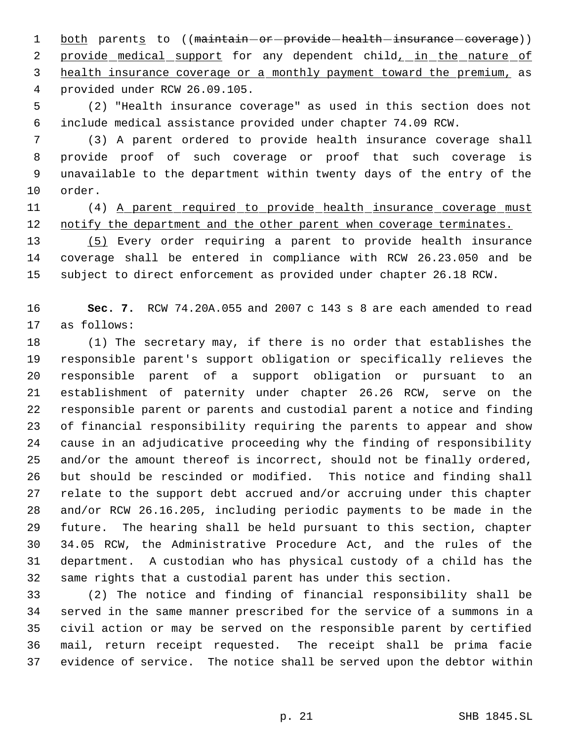both parents to ((~~maintain or provide health insurance coverage~~)) provide medical support for any dependent child, in the nature of health insurance coverage or a monthly payment toward the premium, as provided under RCW 26.09.105.

(2) "Health insurance coverage" as used in this section does not include medical assistance provided under chapter 74.09 RCW.

(3) A parent ordered to provide health insurance coverage shall provide proof of such coverage or proof that such coverage is unavailable to the department within twenty days of the entry of the order.

(4) A parent required to provide health insurance coverage must notify the department and the other parent when coverage terminates.

(5) Every order requiring a parent to provide health insurance coverage shall be entered in compliance with RCW 26.23.050 and be subject to direct enforcement as provided under chapter 26.18 RCW.

**Sec. 7.** RCW 74.20A.055 and 2007 c 143 s 8 are each amended to read as follows:

(1) The secretary may, if there is no order that establishes the responsible parent's support obligation or specifically relieves the responsible parent of a support obligation or pursuant to an establishment of paternity under chapter 26.26 RCW, serve on the responsible parent or parents and custodial parent a notice and finding of financial responsibility requiring the parents to appear and show cause in an adjudicative proceeding why the finding of responsibility and/or the amount thereof is incorrect, should not be finally ordered, but should be rescinded or modified. This notice and finding shall relate to the support debt accrued and/or accruing under this chapter and/or RCW 26.16.205, including periodic payments to be made in the future. The hearing shall be held pursuant to this section, chapter 34.05 RCW, the Administrative Procedure Act, and the rules of the department. A custodian who has physical custody of a child has the same rights that a custodial parent has under this section.

(2) The notice and finding of financial responsibility shall be served in the same manner prescribed for the service of a summons in a civil action or may be served on the responsible parent by certified mail, return receipt requested. The receipt shall be prima facie evidence of service. The notice shall be served upon the debtor within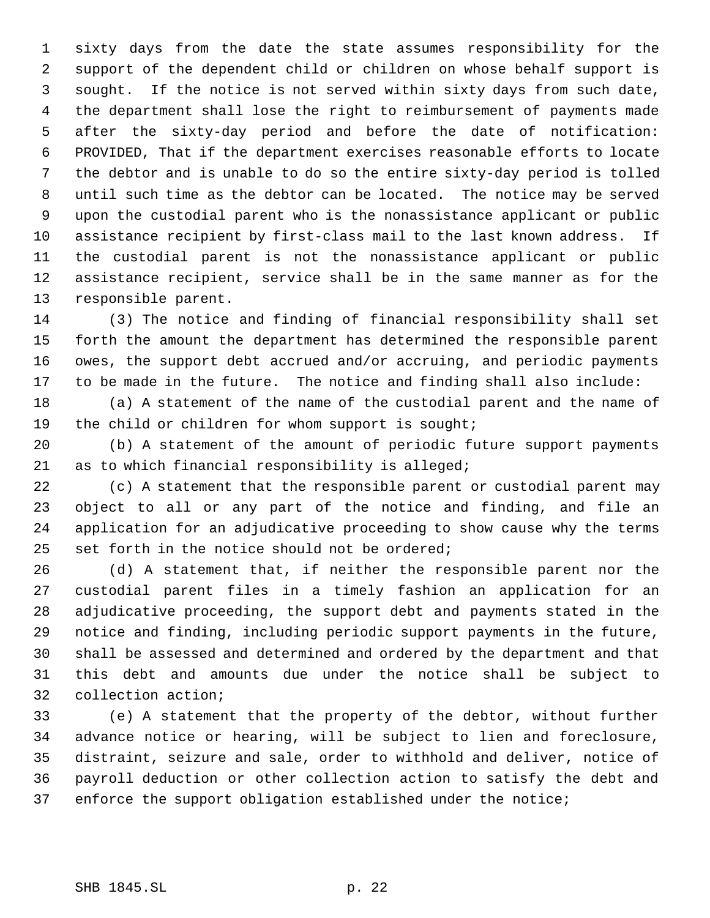sixty days from the date the state assumes responsibility for the support of the dependent child or children on whose behalf support is sought. If the notice is not served within sixty days from such date, the department shall lose the right to reimbursement of payments made after the sixty-day period and before the date of notification: PROVIDED, That if the department exercises reasonable efforts to locate the debtor and is unable to do so the entire sixty-day period is tolled until such time as the debtor can be located. The notice may be served upon the custodial parent who is the nonassistance applicant or public assistance recipient by first-class mail to the last known address. If the custodial parent is not the nonassistance applicant or public assistance recipient, service shall be in the same manner as for the responsible parent.

(3) The notice and finding of financial responsibility shall set forth the amount the department has determined the responsible parent owes, the support debt accrued and/or accruing, and periodic payments to be made in the future. The notice and finding shall also include:

(a) A statement of the name of the custodial parent and the name of the child or children for whom support is sought;

(b) A statement of the amount of periodic future support payments as to which financial responsibility is alleged;

(c) A statement that the responsible parent or custodial parent may object to all or any part of the notice and finding, and file an application for an adjudicative proceeding to show cause why the terms set forth in the notice should not be ordered;

(d) A statement that, if neither the responsible parent nor the custodial parent files in a timely fashion an application for an adjudicative proceeding, the support debt and payments stated in the notice and finding, including periodic support payments in the future, shall be assessed and determined and ordered by the department and that this debt and amounts due under the notice shall be subject to collection action;

(e) A statement that the property of the debtor, without further advance notice or hearing, will be subject to lien and foreclosure, distraint, seizure and sale, order to withhold and deliver, notice of payroll deduction or other collection action to satisfy the debt and enforce the support obligation established under the notice;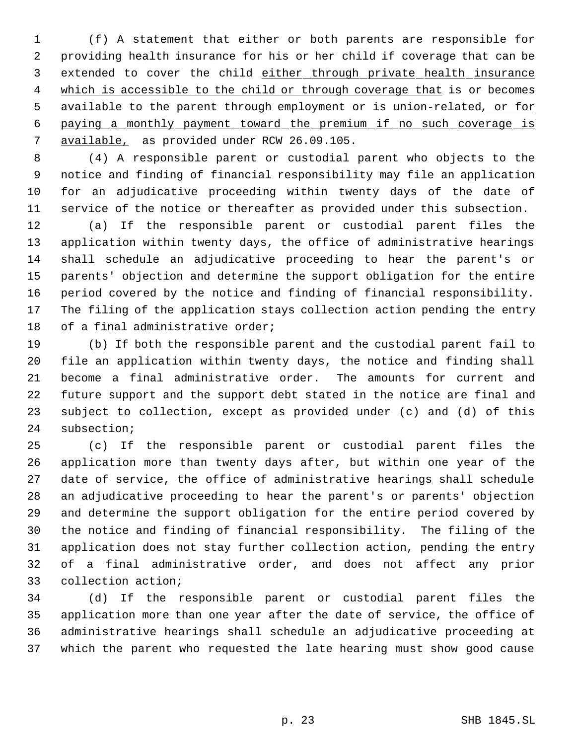(f) A statement that either or both parents are responsible for providing health insurance for his or her child if coverage that can be extended to cover the child <u>either through private health insurance which is accessible to the child or through coverage that</u> is or becomes available to the parent through employment or is union-related<u>, or for paying a monthly payment toward the premium if no such coverage is available,</u> as provided under RCW 26.09.105.

(4) A responsible parent or custodial parent who objects to the notice and finding of financial responsibility may file an application for an adjudicative proceeding within twenty days of the date of service of the notice or thereafter as provided under this subsection.

(a) If the responsible parent or custodial parent files the application within twenty days, the office of administrative hearings shall schedule an adjudicative proceeding to hear the parent's or parents' objection and determine the support obligation for the entire period covered by the notice and finding of financial responsibility. The filing of the application stays collection action pending the entry of a final administrative order;

(b) If both the responsible parent and the custodial parent fail to file an application within twenty days, the notice and finding shall become a final administrative order. The amounts for current and future support and the support debt stated in the notice are final and subject to collection, except as provided under (c) and (d) of this subsection;

(c) If the responsible parent or custodial parent files the application more than twenty days after, but within one year of the date of service, the office of administrative hearings shall schedule an adjudicative proceeding to hear the parent's or parents' objection and determine the support obligation for the entire period covered by the notice and finding of financial responsibility. The filing of the application does not stay further collection action, pending the entry of a final administrative order, and does not affect any prior collection action;

(d) If the responsible parent or custodial parent files the application more than one year after the date of service, the office of administrative hearings shall schedule an adjudicative proceeding at which the parent who requested the late hearing must show good cause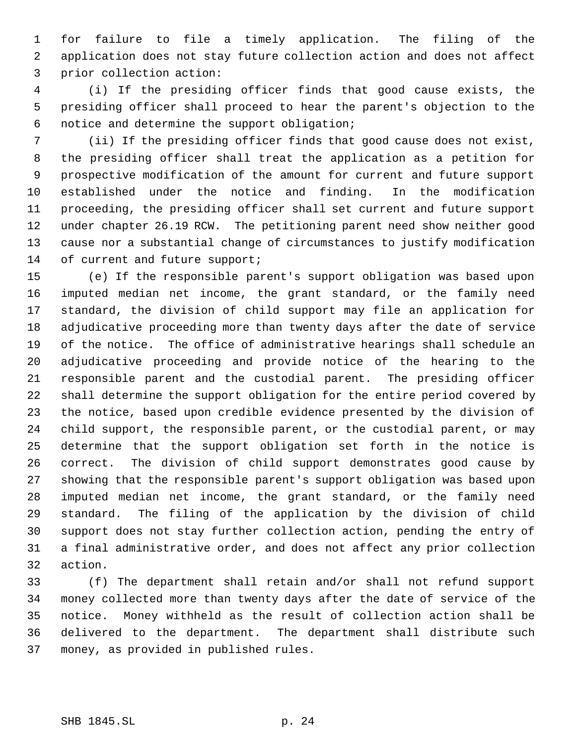for failure to file a timely application. The filing of the application does not stay future collection action and does not affect prior collection action:

(i) If the presiding officer finds that good cause exists, the presiding officer shall proceed to hear the parent's objection to the notice and determine the support obligation;

(ii) If the presiding officer finds that good cause does not exist, the presiding officer shall treat the application as a petition for prospective modification of the amount for current and future support established under the notice and finding. In the modification proceeding, the presiding officer shall set current and future support under chapter 26.19 RCW. The petitioning parent need show neither good cause nor a substantial change of circumstances to justify modification of current and future support;

(e) If the responsible parent's support obligation was based upon imputed median net income, the grant standard, or the family need standard, the division of child support may file an application for adjudicative proceeding more than twenty days after the date of service of the notice. The office of administrative hearings shall schedule an adjudicative proceeding and provide notice of the hearing to the responsible parent and the custodial parent. The presiding officer shall determine the support obligation for the entire period covered by the notice, based upon credible evidence presented by the division of child support, the responsible parent, or the custodial parent, or may determine that the support obligation set forth in the notice is correct. The division of child support demonstrates good cause by showing that the responsible parent's support obligation was based upon imputed median net income, the grant standard, or the family need standard. The filing of the application by the division of child support does not stay further collection action, pending the entry of a final administrative order, and does not affect any prior collection action.

(f) The department shall retain and/or shall not refund support money collected more than twenty days after the date of service of the notice. Money withheld as the result of collection action shall be delivered to the department. The department shall distribute such money, as provided in published rules.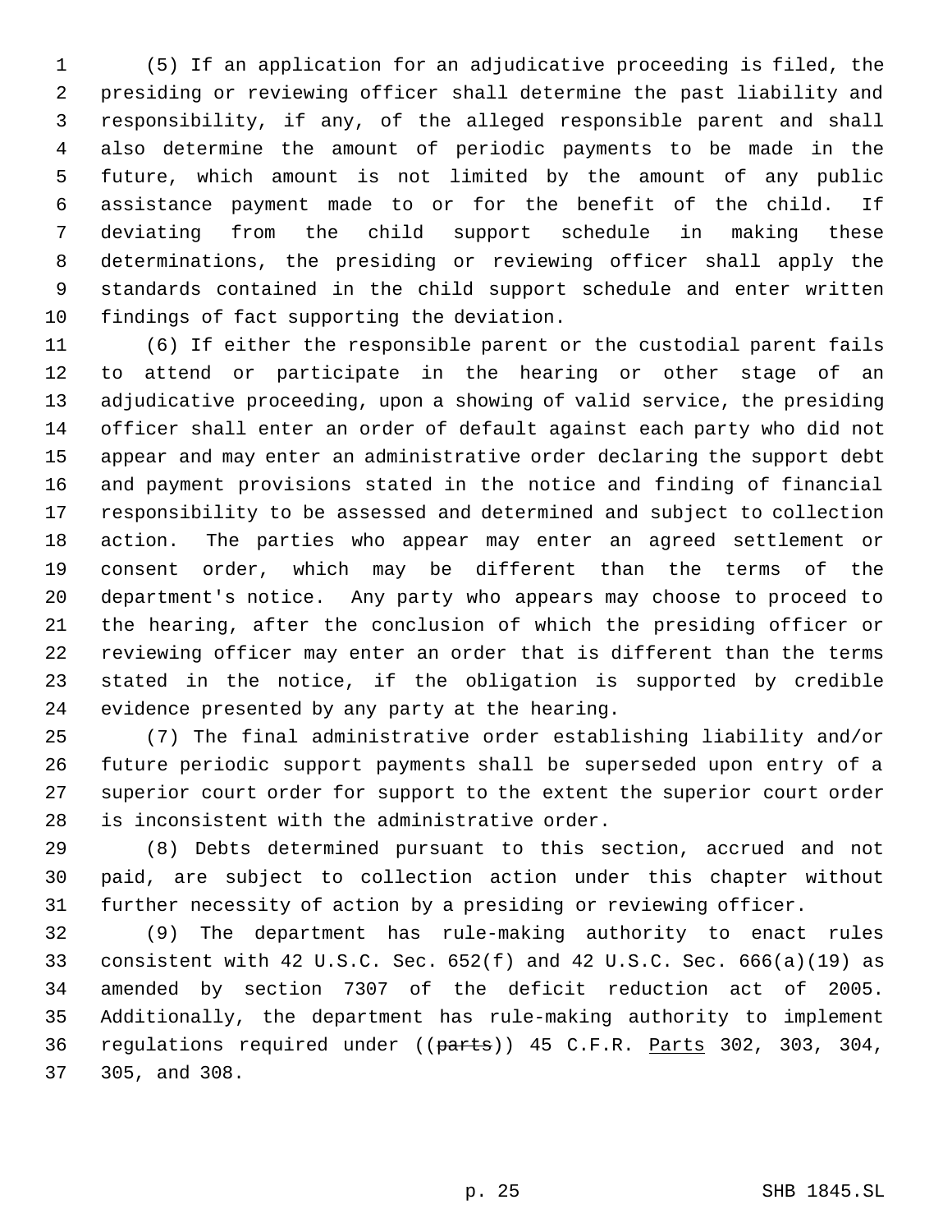(5) If an application for an adjudicative proceeding is filed, the presiding or reviewing officer shall determine the past liability and responsibility, if any, of the alleged responsible parent and shall also determine the amount of periodic payments to be made in the future, which amount is not limited by the amount of any public assistance payment made to or for the benefit of the child. If deviating from the child support schedule in making these determinations, the presiding or reviewing officer shall apply the standards contained in the child support schedule and enter written findings of fact supporting the deviation.

(6) If either the responsible parent or the custodial parent fails to attend or participate in the hearing or other stage of an adjudicative proceeding, upon a showing of valid service, the presiding officer shall enter an order of default against each party who did not appear and may enter an administrative order declaring the support debt and payment provisions stated in the notice and finding of financial responsibility to be assessed and determined and subject to collection action. The parties who appear may enter an agreed settlement or consent order, which may be different than the terms of the department's notice. Any party who appears may choose to proceed to the hearing, after the conclusion of which the presiding officer or reviewing officer may enter an order that is different than the terms stated in the notice, if the obligation is supported by credible evidence presented by any party at the hearing.

(7) The final administrative order establishing liability and/or future periodic support payments shall be superseded upon entry of a superior court order for support to the extent the superior court order is inconsistent with the administrative order.

(8) Debts determined pursuant to this section, accrued and not paid, are subject to collection action under this chapter without further necessity of action by a presiding or reviewing officer.

(9) The department has rule-making authority to enact rules consistent with 42 U.S.C. Sec. 652(f) and 42 U.S.C. Sec. 666(a)(19) as amended by section 7307 of the deficit reduction act of 2005. Additionally, the department has rule-making authority to implement regulations required under ((~~parts~~)) 45 C.F.R. Parts 302, 303, 304, 305, and 308.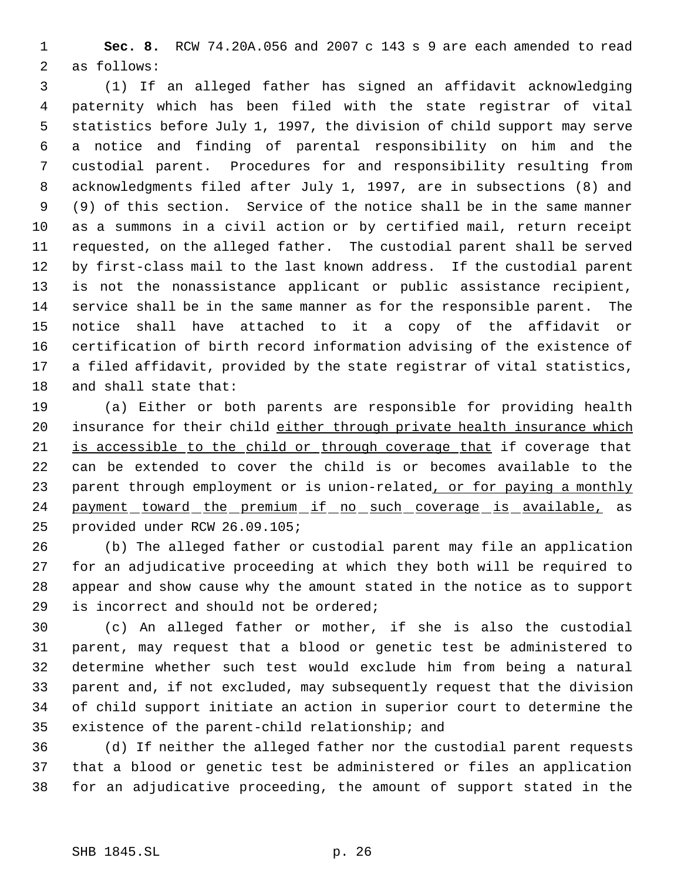**Sec. 8.** RCW 74.20A.056 and 2007 c 143 s 9 are each amended to read as follows:

(1) If an alleged father has signed an affidavit acknowledging paternity which has been filed with the state registrar of vital statistics before July 1, 1997, the division of child support may serve a notice and finding of parental responsibility on him and the custodial parent. Procedures for and responsibility resulting from acknowledgments filed after July 1, 1997, are in subsections (8) and (9) of this section. Service of the notice shall be in the same manner as a summons in a civil action or by certified mail, return receipt requested, on the alleged father. The custodial parent shall be served by first-class mail to the last known address. If the custodial parent is not the nonassistance applicant or public assistance recipient, service shall be in the same manner as for the responsible parent. The notice shall have attached to it a copy of the affidavit or certification of birth record information advising of the existence of a filed affidavit, provided by the state registrar of vital statistics, and shall state that:

(a) Either or both parents are responsible for providing health insurance for their child <u>either through private health insurance which is accessible to the child or through coverage that</u> if coverage that can be extended to cover the child is or becomes available to the parent through employment or is union-related<u>, or for paying a monthly payment toward the premium if no such coverage is available,</u> as provided under RCW 26.09.105;

(b) The alleged father or custodial parent may file an application for an adjudicative proceeding at which they both will be required to appear and show cause why the amount stated in the notice as to support is incorrect and should not be ordered;

(c) An alleged father or mother, if she is also the custodial parent, may request that a blood or genetic test be administered to determine whether such test would exclude him from being a natural parent and, if not excluded, may subsequently request that the division of child support initiate an action in superior court to determine the existence of the parent-child relationship; and

(d) If neither the alleged father nor the custodial parent requests that a blood or genetic test be administered or files an application for an adjudicative proceeding, the amount of support stated in the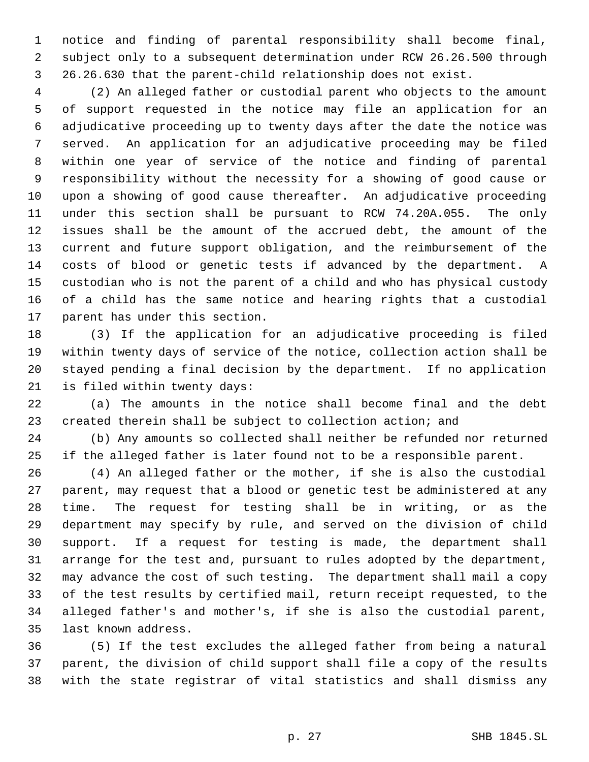notice and finding of parental responsibility shall become final, subject only to a subsequent determination under RCW 26.26.500 through 26.26.630 that the parent-child relationship does not exist.

(2) An alleged father or custodial parent who objects to the amount of support requested in the notice may file an application for an adjudicative proceeding up to twenty days after the date the notice was served. An application for an adjudicative proceeding may be filed within one year of service of the notice and finding of parental responsibility without the necessity for a showing of good cause or upon a showing of good cause thereafter. An adjudicative proceeding under this section shall be pursuant to RCW 74.20A.055. The only issues shall be the amount of the accrued debt, the amount of the current and future support obligation, and the reimbursement of the costs of blood or genetic tests if advanced by the department. A custodian who is not the parent of a child and who has physical custody of a child has the same notice and hearing rights that a custodial parent has under this section.

(3) If the application for an adjudicative proceeding is filed within twenty days of service of the notice, collection action shall be stayed pending a final decision by the department. If no application is filed within twenty days:

(a) The amounts in the notice shall become final and the debt created therein shall be subject to collection action; and

(b) Any amounts so collected shall neither be refunded nor returned if the alleged father is later found not to be a responsible parent.

(4) An alleged father or the mother, if she is also the custodial parent, may request that a blood or genetic test be administered at any time. The request for testing shall be in writing, or as the department may specify by rule, and served on the division of child support. If a request for testing is made, the department shall arrange for the test and, pursuant to rules adopted by the department, may advance the cost of such testing. The department shall mail a copy of the test results by certified mail, return receipt requested, to the alleged father's and mother's, if she is also the custodial parent, last known address.

(5) If the test excludes the alleged father from being a natural parent, the division of child support shall file a copy of the results with the state registrar of vital statistics and shall dismiss any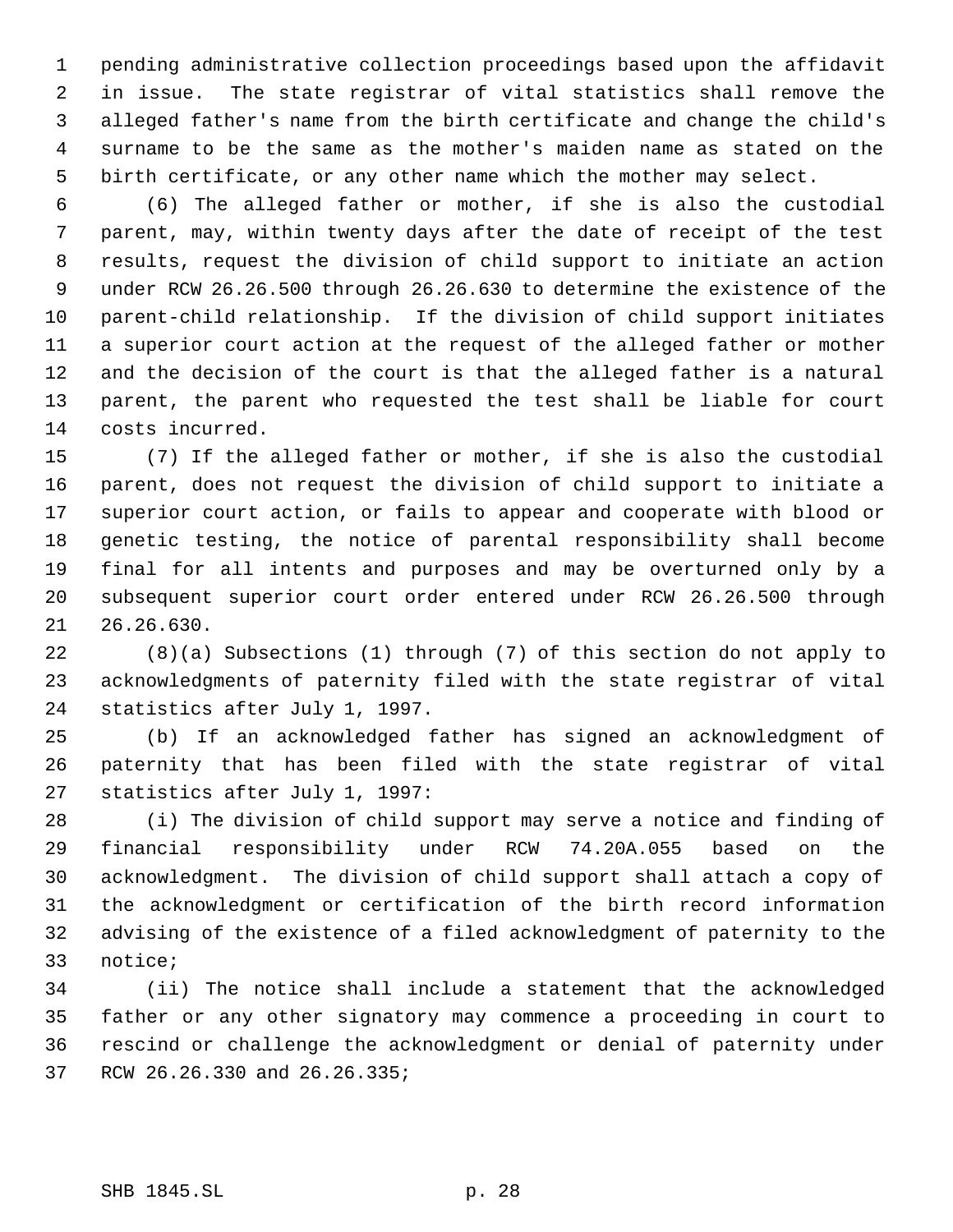pending administrative collection proceedings based upon the affidavit in issue. The state registrar of vital statistics shall remove the alleged father's name from the birth certificate and change the child's surname to be the same as the mother's maiden name as stated on the birth certificate, or any other name which the mother may select.

(6) The alleged father or mother, if she is also the custodial parent, may, within twenty days after the date of receipt of the test results, request the division of child support to initiate an action under RCW 26.26.500 through 26.26.630 to determine the existence of the parent-child relationship. If the division of child support initiates a superior court action at the request of the alleged father or mother and the decision of the court is that the alleged father is a natural parent, the parent who requested the test shall be liable for court costs incurred.

(7) If the alleged father or mother, if she is also the custodial parent, does not request the division of child support to initiate a superior court action, or fails to appear and cooperate with blood or genetic testing, the notice of parental responsibility shall become final for all intents and purposes and may be overturned only by a subsequent superior court order entered under RCW 26.26.500 through 26.26.630.

(8)(a) Subsections (1) through (7) of this section do not apply to acknowledgments of paternity filed with the state registrar of vital statistics after July 1, 1997.

(b) If an acknowledged father has signed an acknowledgment of paternity that has been filed with the state registrar of vital statistics after July 1, 1997:

(i) The division of child support may serve a notice and finding of financial responsibility under RCW 74.20A.055 based on the acknowledgment. The division of child support shall attach a copy of the acknowledgment or certification of the birth record information advising of the existence of a filed acknowledgment of paternity to the notice;

(ii) The notice shall include a statement that the acknowledged father or any other signatory may commence a proceeding in court to rescind or challenge the acknowledgment or denial of paternity under RCW 26.26.330 and 26.26.335;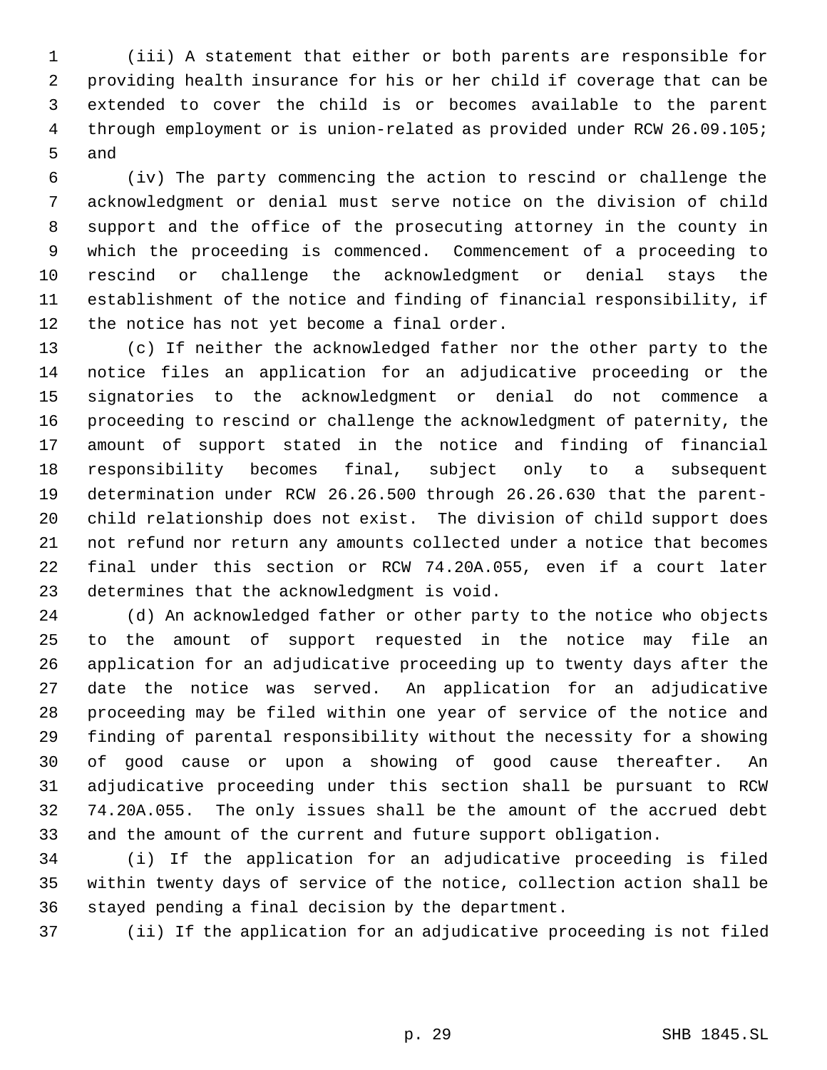(iii) A statement that either or both parents are responsible for providing health insurance for his or her child if coverage that can be extended to cover the child is or becomes available to the parent through employment or is union-related as provided under RCW 26.09.105; and

(iv) The party commencing the action to rescind or challenge the acknowledgment or denial must serve notice on the division of child support and the office of the prosecuting attorney in the county in which the proceeding is commenced. Commencement of a proceeding to rescind or challenge the acknowledgment or denial stays the establishment of the notice and finding of financial responsibility, if the notice has not yet become a final order.

(c) If neither the acknowledged father nor the other party to the notice files an application for an adjudicative proceeding or the signatories to the acknowledgment or denial do not commence a proceeding to rescind or challenge the acknowledgment of paternity, the amount of support stated in the notice and finding of financial responsibility becomes final, subject only to a subsequent determination under RCW 26.26.500 through 26.26.630 that the parent-child relationship does not exist. The division of child support does not refund nor return any amounts collected under a notice that becomes final under this section or RCW 74.20A.055, even if a court later determines that the acknowledgment is void.

(d) An acknowledged father or other party to the notice who objects to the amount of support requested in the notice may file an application for an adjudicative proceeding up to twenty days after the date the notice was served. An application for an adjudicative proceeding may be filed within one year of service of the notice and finding of parental responsibility without the necessity for a showing of good cause or upon a showing of good cause thereafter. An adjudicative proceeding under this section shall be pursuant to RCW 74.20A.055. The only issues shall be the amount of the accrued debt and the amount of the current and future support obligation.

(i) If the application for an adjudicative proceeding is filed within twenty days of service of the notice, collection action shall be stayed pending a final decision by the department.

(ii) If the application for an adjudicative proceeding is not filed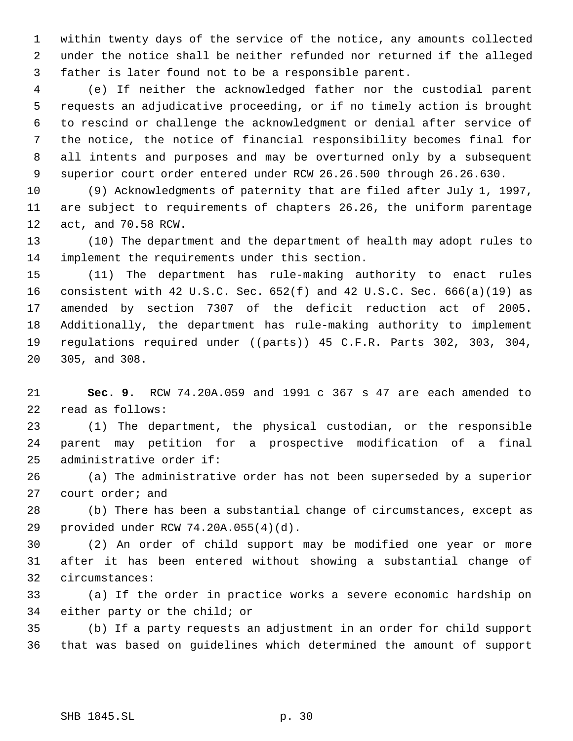within twenty days of the service of the notice, any amounts collected under the notice shall be neither refunded nor returned if the alleged father is later found not to be a responsible parent.

(e) If neither the acknowledged father nor the custodial parent requests an adjudicative proceeding, or if no timely action is brought to rescind or challenge the acknowledgment or denial after service of the notice, the notice of financial responsibility becomes final for all intents and purposes and may be overturned only by a subsequent superior court order entered under RCW 26.26.500 through 26.26.630.

(9) Acknowledgments of paternity that are filed after July 1, 1997, are subject to requirements of chapters 26.26, the uniform parentage act, and 70.58 RCW.

(10) The department and the department of health may adopt rules to implement the requirements under this section.

(11) The department has rule-making authority to enact rules consistent with 42 U.S.C. Sec. 652(f) and 42 U.S.C. Sec. 666(a)(19) as amended by section 7307 of the deficit reduction act of 2005. Additionally, the department has rule-making authority to implement regulations required under ((~~parts~~)) 45 C.F.R. Parts 302, 303, 304, 305, and 308.

**Sec. 9.** RCW 74.20A.059 and 1991 c 367 s 47 are each amended to read as follows:

(1) The department, the physical custodian, or the responsible parent may petition for a prospective modification of a final administrative order if:

(a) The administrative order has not been superseded by a superior court order; and

(b) There has been a substantial change of circumstances, except as provided under RCW 74.20A.055(4)(d).

(2) An order of child support may be modified one year or more after it has been entered without showing a substantial change of circumstances:

(a) If the order in practice works a severe economic hardship on either party or the child; or

(b) If a party requests an adjustment in an order for child support that was based on guidelines which determined the amount of support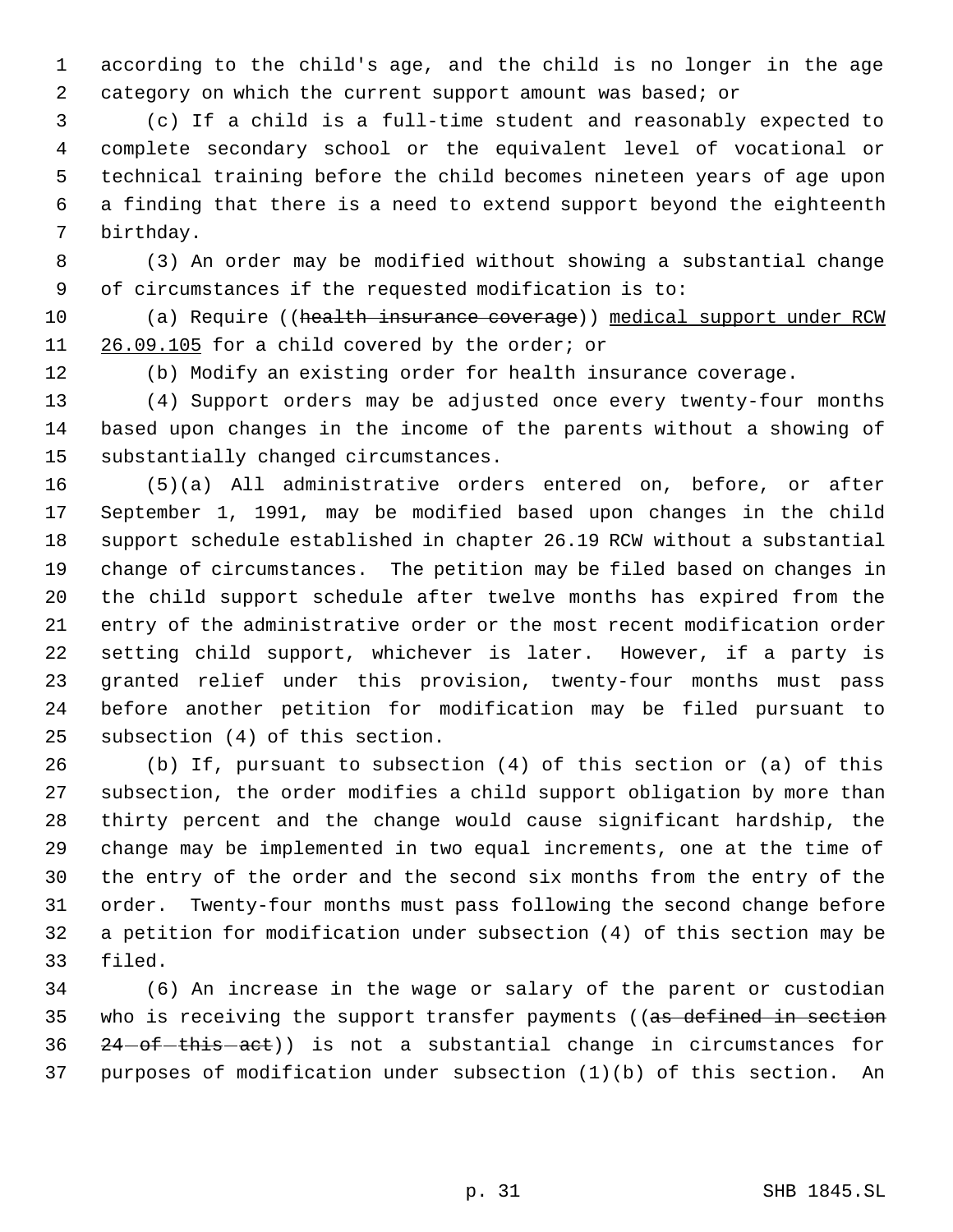according to the child's age, and the child is no longer in the age category on which the current support amount was based; or

(c) If a child is a full-time student and reasonably expected to complete secondary school or the equivalent level of vocational or technical training before the child becomes nineteen years of age upon a finding that there is a need to extend support beyond the eighteenth birthday.

(3) An order may be modified without showing a substantial change of circumstances if the requested modification is to:

(a) Require ((~~health insurance coverage~~)) <u>medical support under RCW 26.09.105</u> for a child covered by the order; or

(b) Modify an existing order for health insurance coverage.

(4) Support orders may be adjusted once every twenty-four months based upon changes in the income of the parents without a showing of substantially changed circumstances.

(5)(a) All administrative orders entered on, before, or after September 1, 1991, may be modified based upon changes in the child support schedule established in chapter 26.19 RCW without a substantial change of circumstances. The petition may be filed based on changes in the child support schedule after twelve months has expired from the entry of the administrative order or the most recent modification order setting child support, whichever is later. However, if a party is granted relief under this provision, twenty-four months must pass before another petition for modification may be filed pursuant to subsection (4) of this section.

(b) If, pursuant to subsection (4) of this section or (a) of this subsection, the order modifies a child support obligation by more than thirty percent and the change would cause significant hardship, the change may be implemented in two equal increments, one at the time of the entry of the order and the second six months from the entry of the order. Twenty-four months must pass following the second change before a petition for modification under subsection (4) of this section may be filed.

(6) An increase in the wage or salary of the parent or custodian who is receiving the support transfer payments ((~~as defined in section 24 of this act~~)) is not a substantial change in circumstances for purposes of modification under subsection (1)(b) of this section. An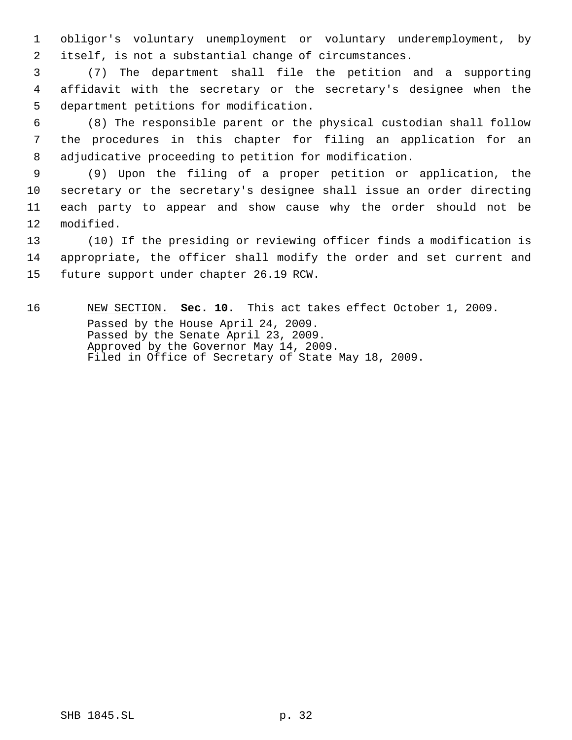obligor's voluntary unemployment or voluntary underemployment, by itself, is not a substantial change of circumstances.

(7) The department shall file the petition and a supporting affidavit with the secretary or the secretary's designee when the department petitions for modification.

(8) The responsible parent or the physical custodian shall follow the procedures in this chapter for filing an application for an adjudicative proceeding to petition for modification.

(9) Upon the filing of a proper petition or application, the secretary or the secretary's designee shall issue an order directing each party to appear and show cause why the order should not be modified.

(10) If the presiding or reviewing officer finds a modification is appropriate, the officer shall modify the order and set current and future support under chapter 26.19 RCW.

NEW SECTION. **Sec. 10.** This act takes effect October 1, 2009.

Passed by the House April 24, 2009.
Passed by the Senate April 23, 2009.
Approved by the Governor May 14, 2009.
Filed in Office of Secretary of State May 18, 2009.